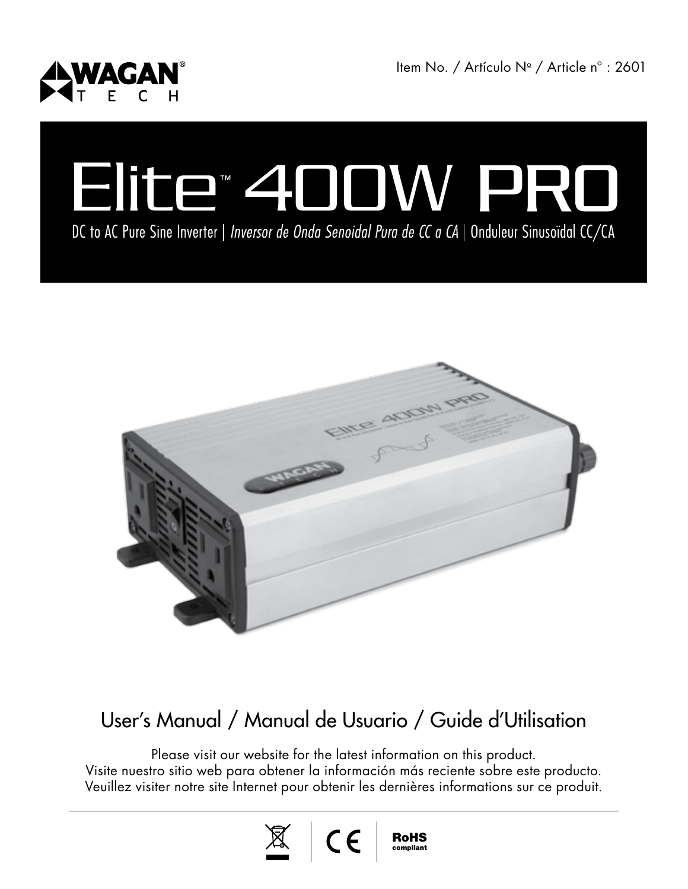WAGAN® TECH

Item No. / Artículo Nº / Article nº : 2601

# Elite™ 400W PRO

DC to AC Pure Sine Inverter | *Inversor de Onda Senoidal Pura de CC a CA* | Onduleur Sinusoïdal CC/CA

## User's Manual / Manual de Usuario / Guide d'Utilisation

Please visit our website for the latest information on this product.
Visite nuestro sitio web para obtener la información más reciente sobre este producto.
Veuillez visiter notre site Internet pour obtenir les dernières informations sur ce produit.

CE | RoHS compliant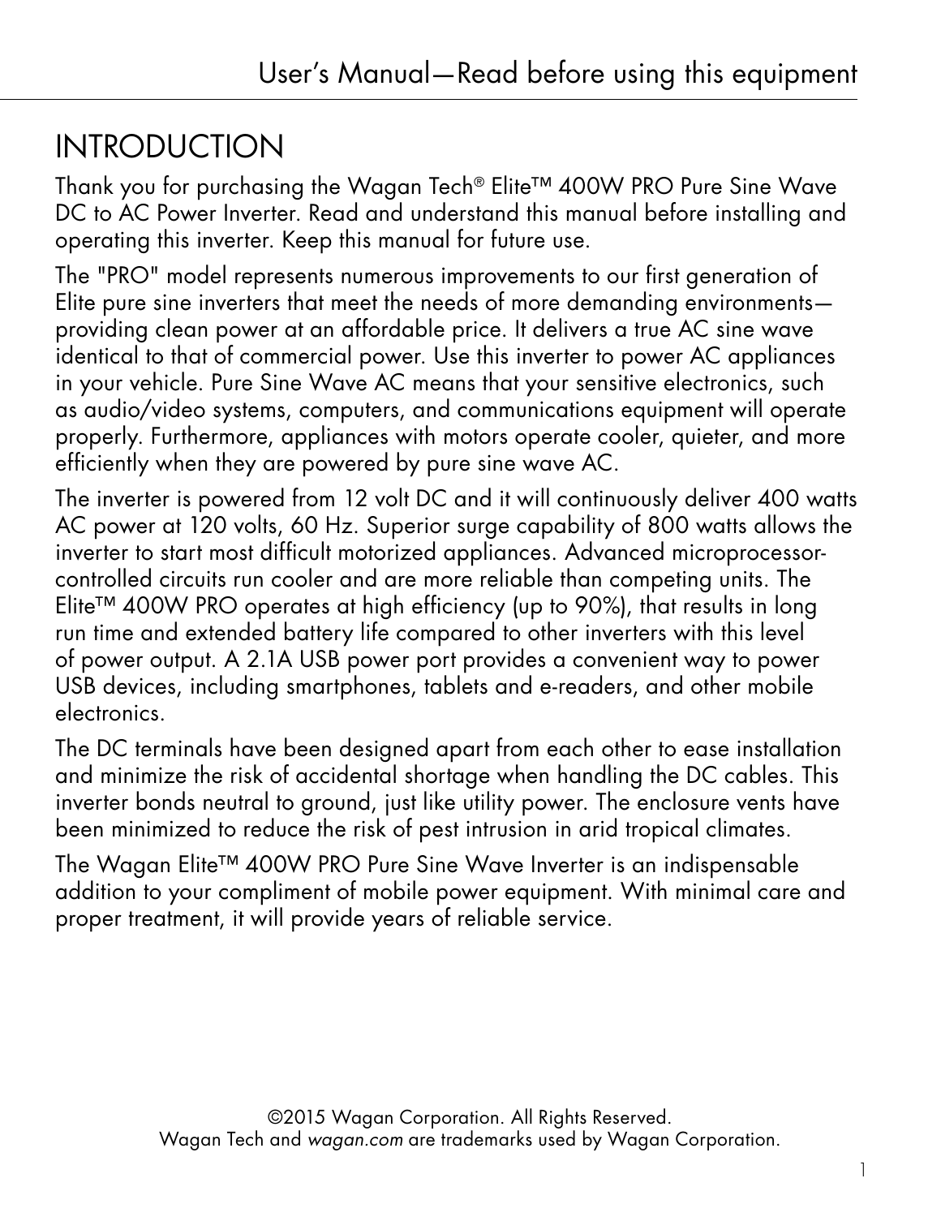# INTRODUCTION

Thank you for purchasing the Wagan Tech® Elite™ 400W PRO Pure Sine Wave DC to AC Power Inverter. Read and understand this manual before installing and operating this inverter. Keep this manual for future use.

The "PRO" model represents numerous improvements to our first generation of Elite pure sine inverters that meet the needs of more demanding environments—providing clean power at an affordable price. It delivers a true AC sine wave identical to that of commercial power. Use this inverter to power AC appliances in your vehicle. Pure Sine Wave AC means that your sensitive electronics, such as audio/video systems, computers, and communications equipment will operate properly. Furthermore, appliances with motors operate cooler, quieter, and more efficiently when they are powered by pure sine wave AC.

The inverter is powered from 12 volt DC and it will continuously deliver 400 watts AC power at 120 volts, 60 Hz. Superior surge capability of 800 watts allows the inverter to start most difficult motorized appliances. Advanced microprocessor-controlled circuits run cooler and are more reliable than competing units. The Elite™ 400W PRO operates at high efficiency (up to 90%), that results in long run time and extended battery life compared to other inverters with this level of power output. A 2.1A USB power port provides a convenient way to power USB devices, including smartphones, tablets and e-readers, and other mobile electronics.

The DC terminals have been designed apart from each other to ease installation and minimize the risk of accidental shortage when handling the DC cables. This inverter bonds neutral to ground, just like utility power. The enclosure vents have been minimized to reduce the risk of pest intrusion in arid tropical climates.

The Wagan Elite™ 400W PRO Pure Sine Wave Inverter is an indispensable addition to your compliment of mobile power equipment. With minimal care and proper treatment, it will provide years of reliable service.

©2015 Wagan Corporation. All Rights Reserved.
Wagan Tech and *wagan.com* are trademarks used by Wagan Corporation.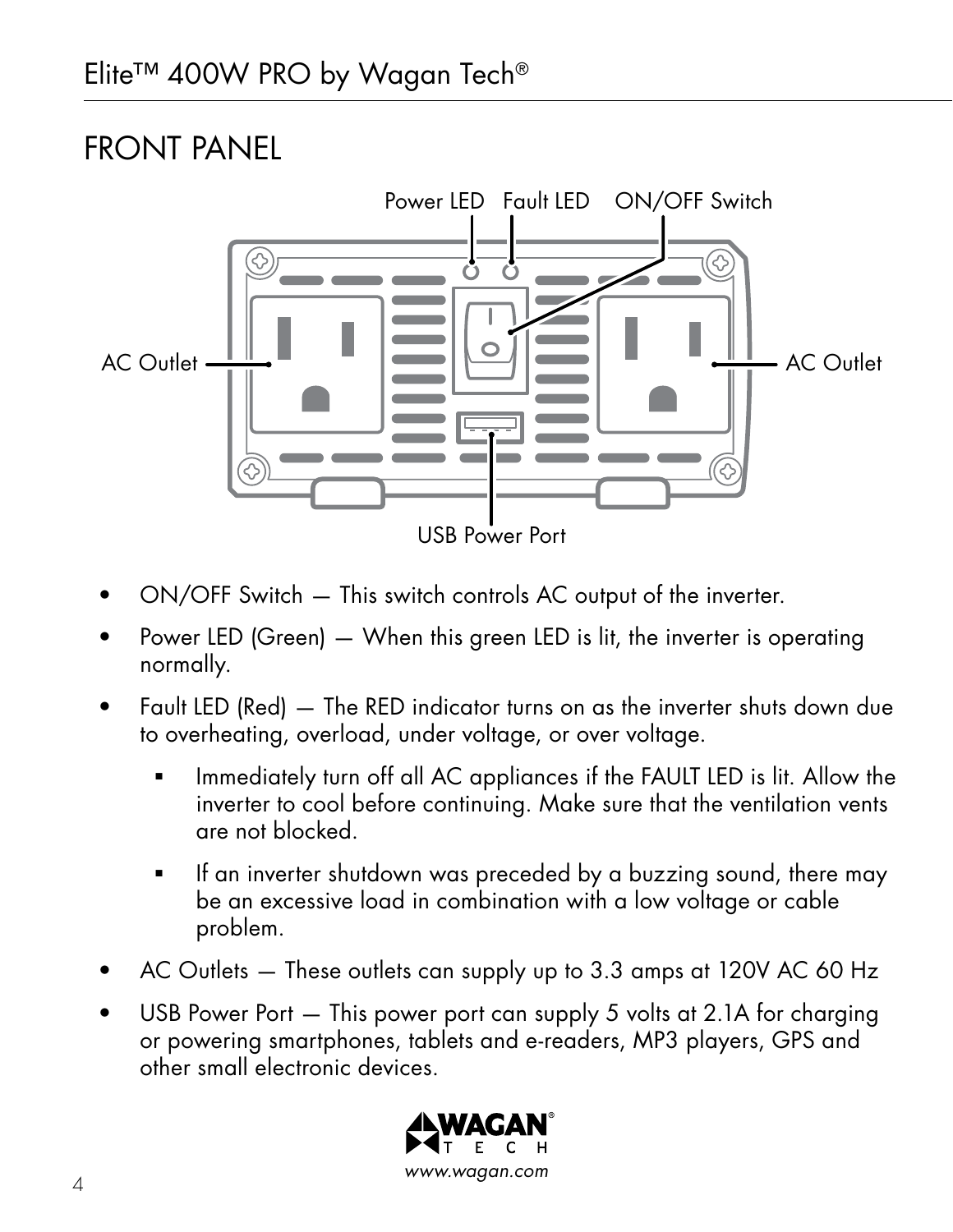## FRONT PANEL

- ON/OFF Switch — This switch controls AC output of the inverter.
- Power LED (Green) — When this green LED is lit, the inverter is operating normally.
- Fault LED (Red) — The RED indicator turns on as the inverter shuts down due to overheating, overload, under voltage, or over voltage.
  - Immediately turn off all AC appliances if the FAULT LED is lit. Allow the inverter to cool before continuing. Make sure that the ventilation vents are not blocked.
  - If an inverter shutdown was preceded by a buzzing sound, there may be an excessive load in combination with a low voltage or cable problem.
- AC Outlets — These outlets can supply up to 3.3 amps at 120V AC 60 Hz
- USB Power Port — This power port can supply 5 volts at 2.1A for charging or powering smartphones, tablets and e-readers, MP3 players, GPS and other small electronic devices.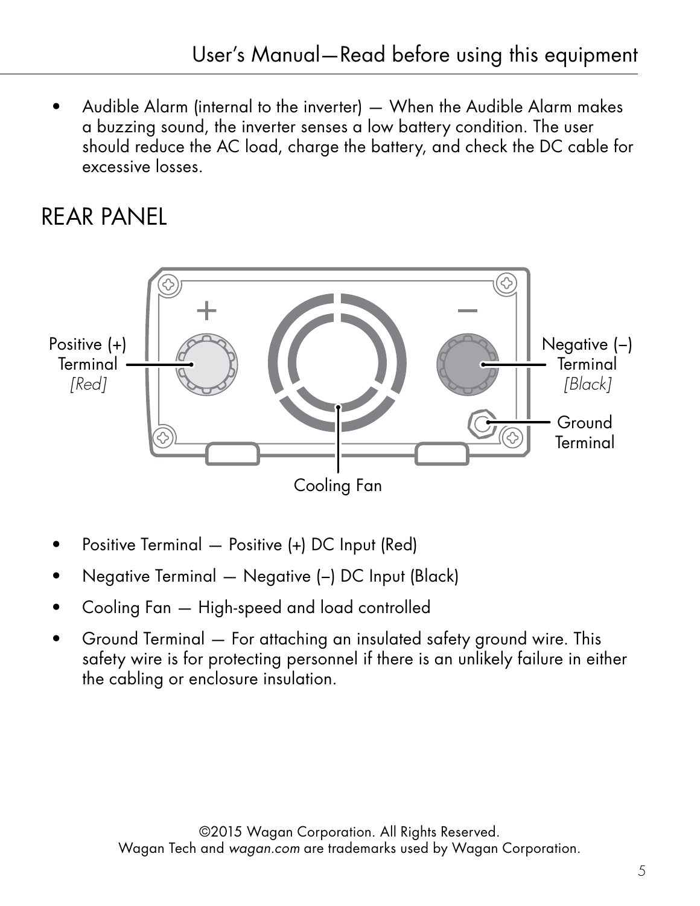- Audible Alarm (internal to the inverter) — When the Audible Alarm makes a buzzing sound, the inverter senses a low battery condition. The user should reduce the AC load, charge the battery, and check the DC cable for excessive losses.

# REAR PANEL

Positive (+) Terminal *[Red]*

Negative (–) Terminal *[Black]*

Ground Terminal

Cooling Fan

- Positive Terminal — Positive (+) DC Input (Red)
- Negative Terminal — Negative (–) DC Input (Black)
- Cooling Fan — High-speed and load controlled
- Ground Terminal — For attaching an insulated safety ground wire. This safety wire is for protecting personnel if there is an unlikely failure in either the cabling or enclosure insulation.

©2015 Wagan Corporation. All Rights Reserved.
Wagan Tech and *wagan.com* are trademarks used by Wagan Corporation.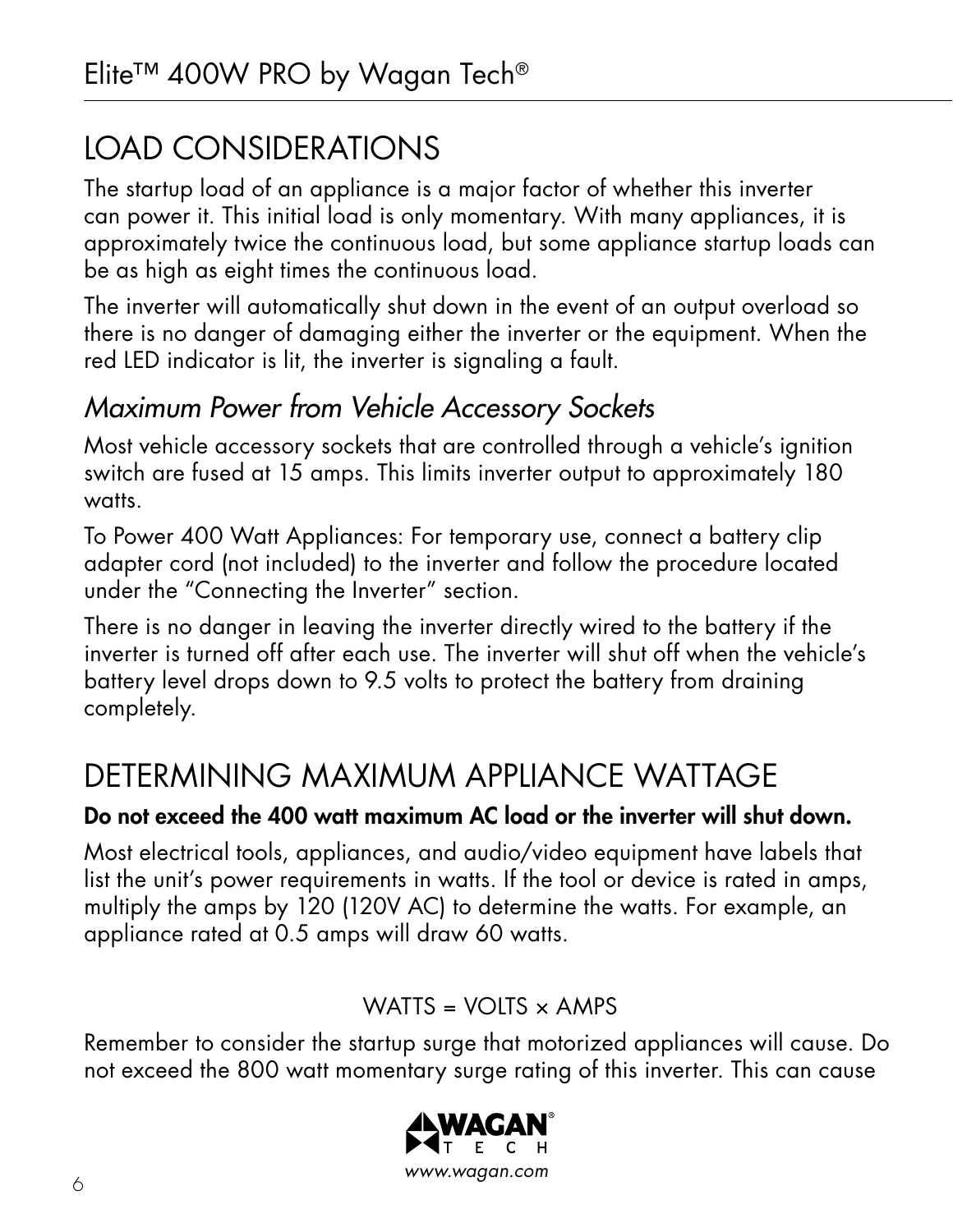# LOAD CONSIDERATIONS

The startup load of an appliance is a major factor of whether this inverter can power it. This initial load is only momentary. With many appliances, it is approximately twice the continuous load, but some appliance startup loads can be as high as eight times the continuous load.

The inverter will automatically shut down in the event of an output overload so there is no danger of damaging either the inverter or the equipment. When the red LED indicator is lit, the inverter is signaling a fault.

## *Maximum Power from Vehicle Accessory Sockets*

Most vehicle accessory sockets that are controlled through a vehicle's ignition switch are fused at 15 amps. This limits inverter output to approximately 180 watts.

To Power 400 Watt Appliances: For temporary use, connect a battery clip adapter cord (not included) to the inverter and follow the procedure located under the "Connecting the Inverter" section.

There is no danger in leaving the inverter directly wired to the battery if the inverter is turned off after each use. The inverter will shut off when the vehicle's battery level drops down to 9.5 volts to protect the battery from draining completely.

# DETERMINING MAXIMUM APPLIANCE WATTAGE

**Do not exceed the 400 watt maximum AC load or the inverter will shut down.**

Most electrical tools, appliances, and audio/video equipment have labels that list the unit's power requirements in watts. If the tool or device is rated in amps, multiply the amps by 120 (120V AC) to determine the watts. For example, an appliance rated at 0.5 amps will draw 60 watts.

$$\text{WATTS} = \text{VOLTS} \times \text{AMPS}$$

Remember to consider the startup surge that motorized appliances will cause. Do not exceed the 800 watt momentary surge rating of this inverter. This can cause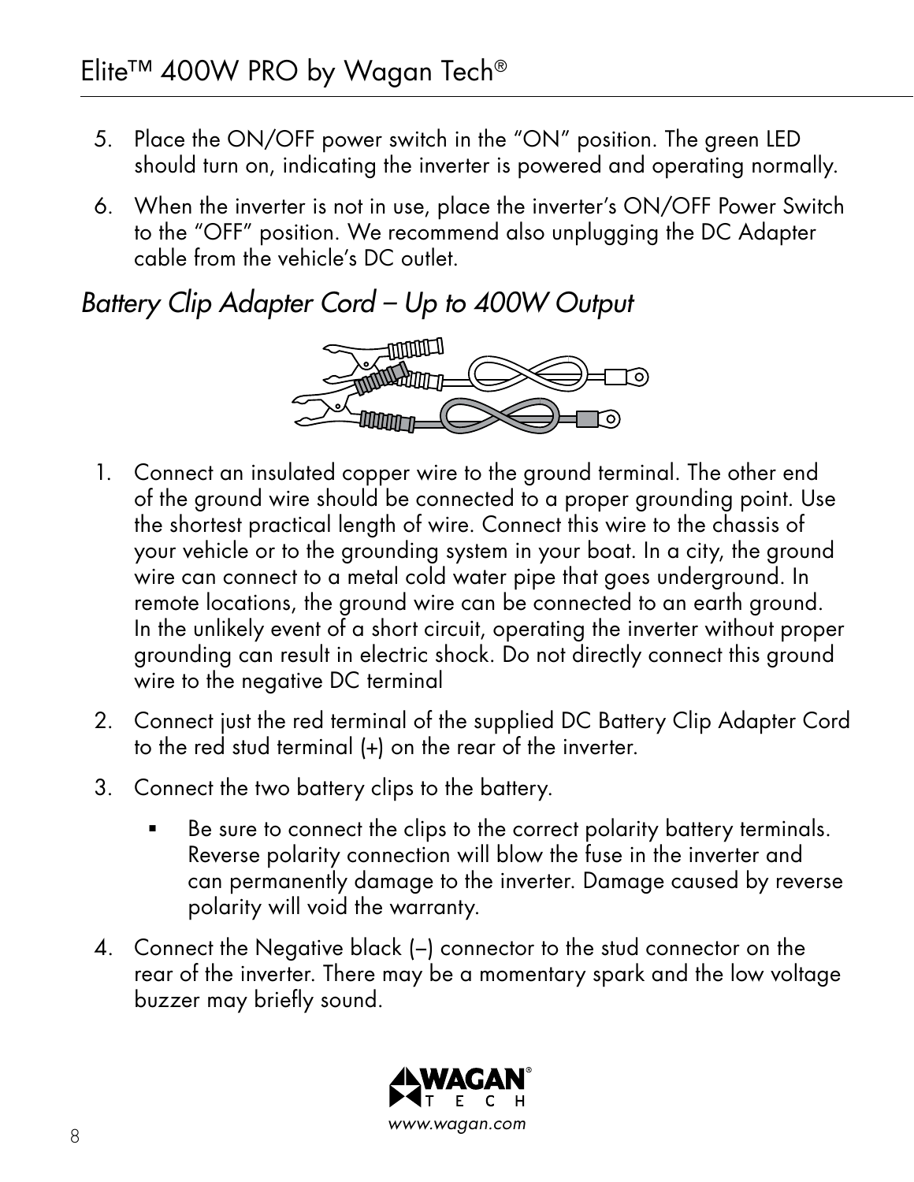5. Place the ON/OFF power switch in the "ON" position. The green LED should turn on, indicating the inverter is powered and operating normally.

6. When the inverter is not in use, place the inverter's ON/OFF Power Switch to the "OFF" position. We recommend also unplugging the DC Adapter cable from the vehicle's DC outlet.

## *Battery Clip Adapter Cord – Up to 400W Output*

1. Connect an insulated copper wire to the ground terminal. The other end of the ground wire should be connected to a proper grounding point. Use the shortest practical length of wire. Connect this wire to the chassis of your vehicle or to the grounding system in your boat. In a city, the ground wire can connect to a metal cold water pipe that goes underground. In remote locations, the ground wire can be connected to an earth ground. In the unlikely event of a short circuit, operating the inverter without proper grounding can result in electric shock. Do not directly connect this ground wire to the negative DC terminal

2. Connect just the red terminal of the supplied DC Battery Clip Adapter Cord to the red stud terminal (+) on the rear of the inverter.

3. Connect the two battery clips to the battery.

   - Be sure to connect the clips to the correct polarity battery terminals. Reverse polarity connection will blow the fuse in the inverter and can permanently damage to the inverter. Damage caused by reverse polarity will void the warranty.

4. Connect the Negative black (–) connector to the stud connector on the rear of the inverter. There may be a momentary spark and the low voltage buzzer may briefly sound.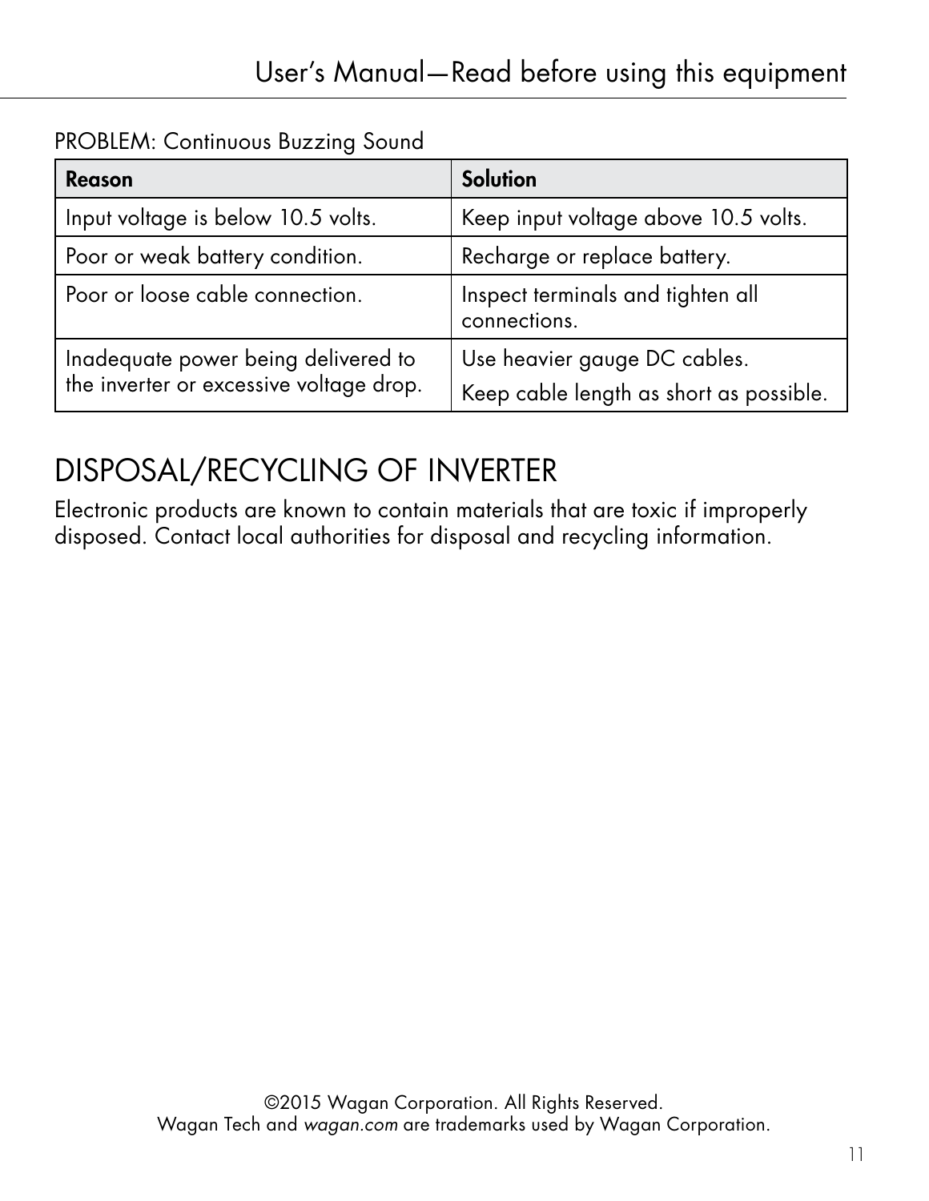PROBLEM: Continuous Buzzing Sound

| Reason | Solution |
|---|---|
| Input voltage is below 10.5 volts. | Keep input voltage above 10.5 volts. |
| Poor or weak battery condition. | Recharge or replace battery. |
| Poor or loose cable connection. | Inspect terminals and tighten all connections. |
| Inadequate power being delivered to the inverter or excessive voltage drop. | Use heavier gauge DC cables.<br>Keep cable length as short as possible. |

## DISPOSAL/RECYCLING OF INVERTER

Electronic products are known to contain materials that are toxic if improperly disposed. Contact local authorities for disposal and recycling information.

©2015 Wagan Corporation. All Rights Reserved.
Wagan Tech and *wagan.com* are trademarks used by Wagan Corporation.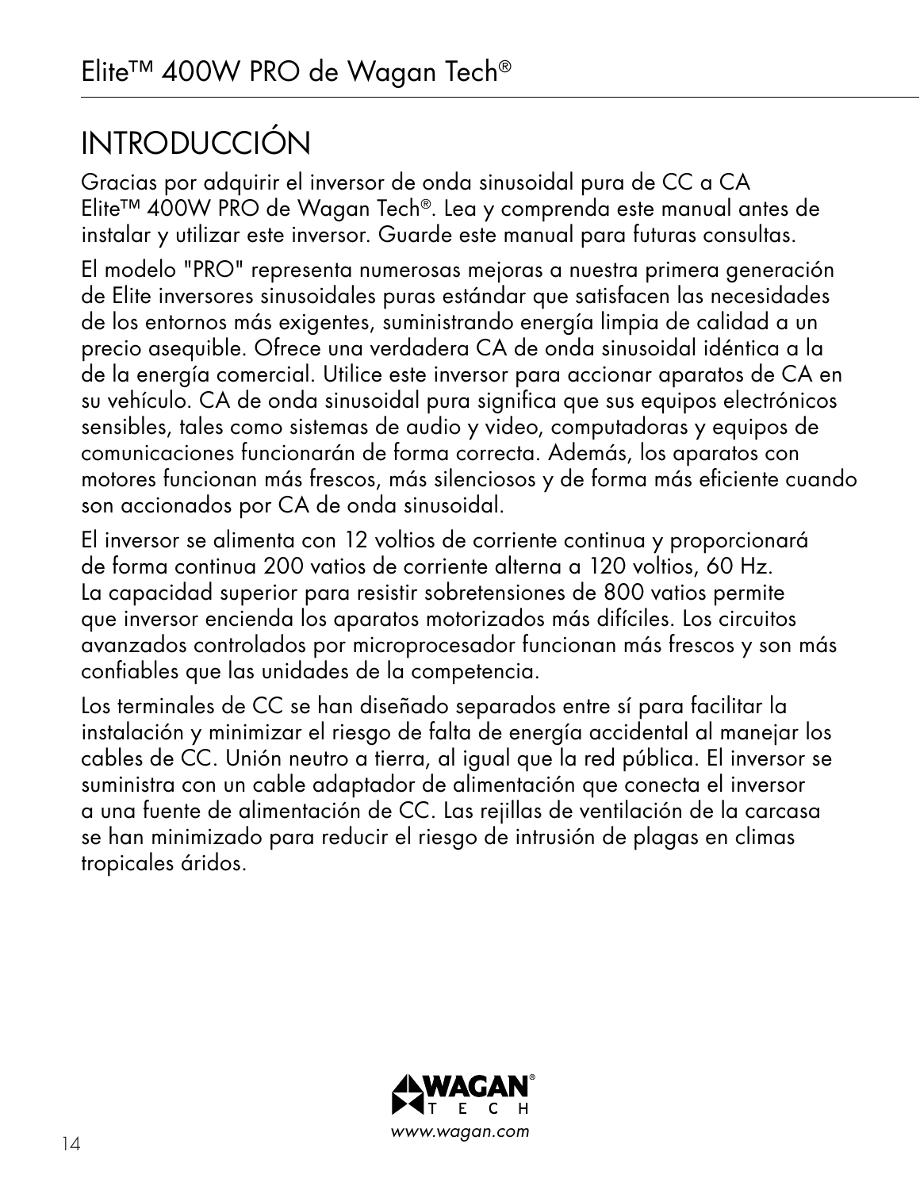# INTRODUCCIÓN

Gracias por adquirir el inversor de onda sinusoidal pura de CC a CA Elite™ 400W PRO de Wagan Tech®. Lea y comprenda este manual antes de instalar y utilizar este inversor. Guarde este manual para futuras consultas.

El modelo "PRO" representa numerosas mejoras a nuestra primera generación de Elite inversores sinusoidales puras estándar que satisfacen las necesidades de los entornos más exigentes, suministrando energía limpia de calidad a un precio asequible. Ofrece una verdadera CA de onda sinusoidal idéntica a la de la energía comercial. Utilice este inversor para accionar aparatos de CA en su vehículo. CA de onda sinusoidal pura significa que sus equipos electrónicos sensibles, tales como sistemas de audio y video, computadoras y equipos de comunicaciones funcionarán de forma correcta. Además, los aparatos con motores funcionan más frescos, más silenciosos y de forma más eficiente cuando son accionados por CA de onda sinusoidal.

El inversor se alimenta con 12 voltios de corriente continua y proporcionará de forma continua 200 vatios de corriente alterna a 120 voltios, 60 Hz. La capacidad superior para resistir sobretensiones de 800 vatios permite que inversor encienda los aparatos motorizados más difíciles. Los circuitos avanzados controlados por microprocesador funcionan más frescos y son más confiables que las unidades de la competencia.

Los terminales de CC se han diseñado separados entre sí para facilitar la instalación y minimizar el riesgo de falta de energía accidental al manejar los cables de CC. Unión neutro a tierra, al igual que la red pública. El inversor se suministra con un cable adaptador de alimentación que conecta el inversor a una fuente de alimentación de CC. Las rejillas de ventilación de la carcasa se han minimizado para reducir el riesgo de intrusión de plagas en climas tropicales áridos.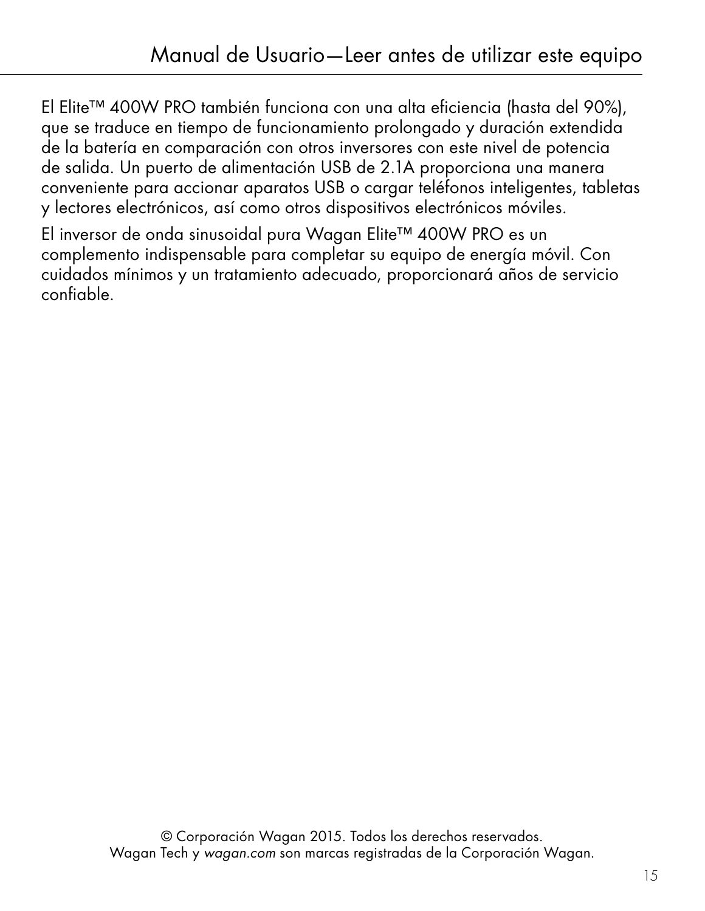El Elite™ 400W PRO también funciona con una alta eficiencia (hasta del 90%), que se traduce en tiempo de funcionamiento prolongado y duración extendida de la batería en comparación con otros inversores con este nivel de potencia de salida. Un puerto de alimentación USB de 2.1A proporciona una manera conveniente para accionar aparatos USB o cargar teléfonos inteligentes, tabletas y lectores electrónicos, así como otros dispositivos electrónicos móviles.

El inversor de onda sinusoidal pura Wagan Elite™ 400W PRO es un complemento indispensable para completar su equipo de energía móvil. Con cuidados mínimos y un tratamiento adecuado, proporcionará años de servicio confiable.

© Corporación Wagan 2015. Todos los derechos reservados.
Wagan Tech y *wagan.com* son marcas registradas de la Corporación Wagan.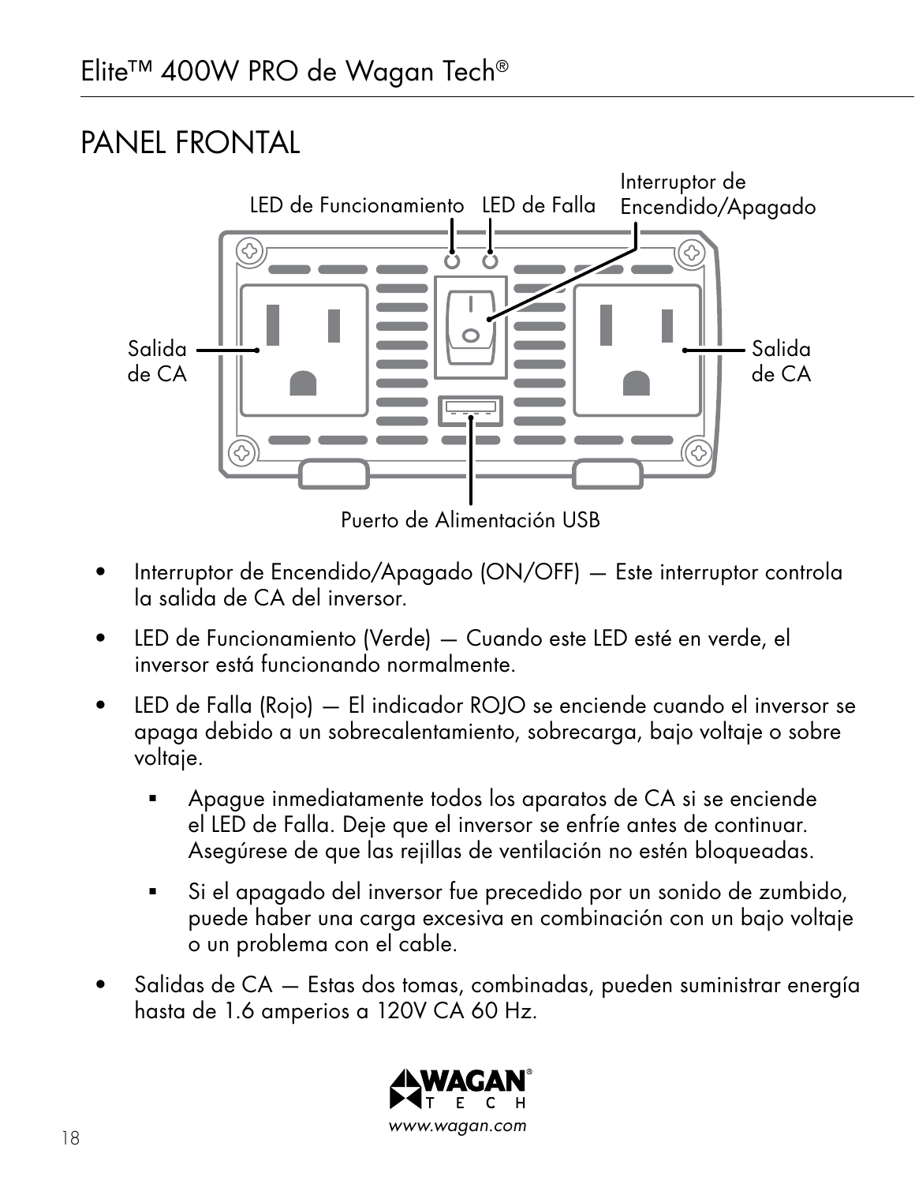## PANEL FRONTAL

- Interruptor de Encendido/Apagado (ON/OFF) — Este interruptor controla la salida de CA del inversor.
- LED de Funcionamiento (Verde) — Cuando este LED esté en verde, el inversor está funcionando normalmente.
- LED de Falla (Rojo) — El indicador ROJO se enciende cuando el inversor se apaga debido a un sobrecalentamiento, sobrecarga, bajo voltaje o sobre voltaje.
    - Apague inmediatamente todos los aparatos de CA si se enciende el LED de Falla. Deje que el inversor se enfríe antes de continuar. Asegúrese de que las rejillas de ventilación no estén bloqueadas.
    - Si el apagado del inversor fue precedido por un sonido de zumbido, puede haber una carga excesiva en combinación con un bajo voltaje o un problema con el cable.
- Salidas de CA — Estas dos tomas, combinadas, pueden suministrar energía hasta de 1.6 amperios a 120V CA 60 Hz.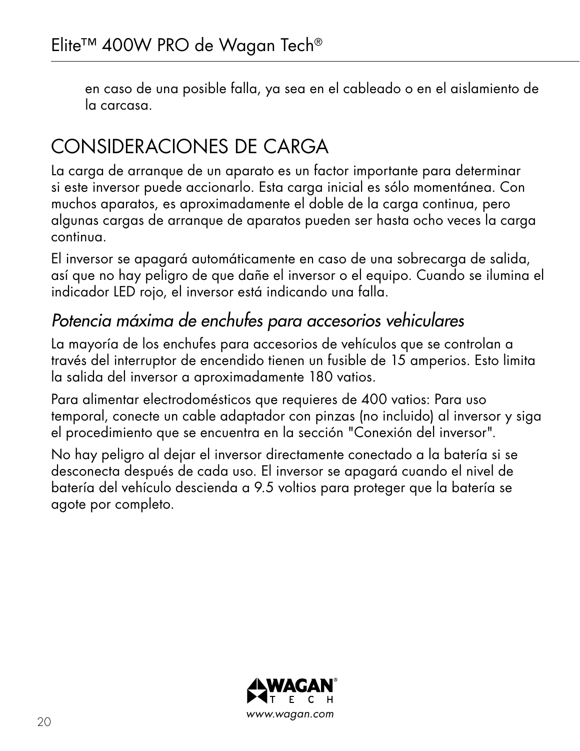en caso de una posible falla, ya sea en el cableado o en el aislamiento de la carcasa.

## CONSIDERACIONES DE CARGA

La carga de arranque de un aparato es un factor importante para determinar si este inversor puede accionarlo. Esta carga inicial es sólo momentánea. Con muchos aparatos, es aproximadamente el doble de la carga continua, pero algunas cargas de arranque de aparatos pueden ser hasta ocho veces la carga continua.

El inversor se apagará automáticamente en caso de una sobrecarga de salida, así que no hay peligro de que dañe el inversor o el equipo. Cuando se ilumina el indicador LED rojo, el inversor está indicando una falla.

### *Potencia máxima de enchufes para accesorios vehiculares*

La mayoría de los enchufes para accesorios de vehículos que se controlan a través del interruptor de encendido tienen un fusible de 15 amperios. Esto limita la salida del inversor a aproximadamente 180 vatios.

Para alimentar electrodomésticos que requieres de 400 vatios: Para uso temporal, conecte un cable adaptador con pinzas (no incluido) al inversor y siga el procedimiento que se encuentra en la sección "Conexión del inversor".

No hay peligro al dejar el inversor directamente conectado a la batería si se desconecta después de cada uso. El inversor se apagará cuando el nivel de batería del vehículo descienda a 9.5 voltios para proteger que la batería se agote por completo.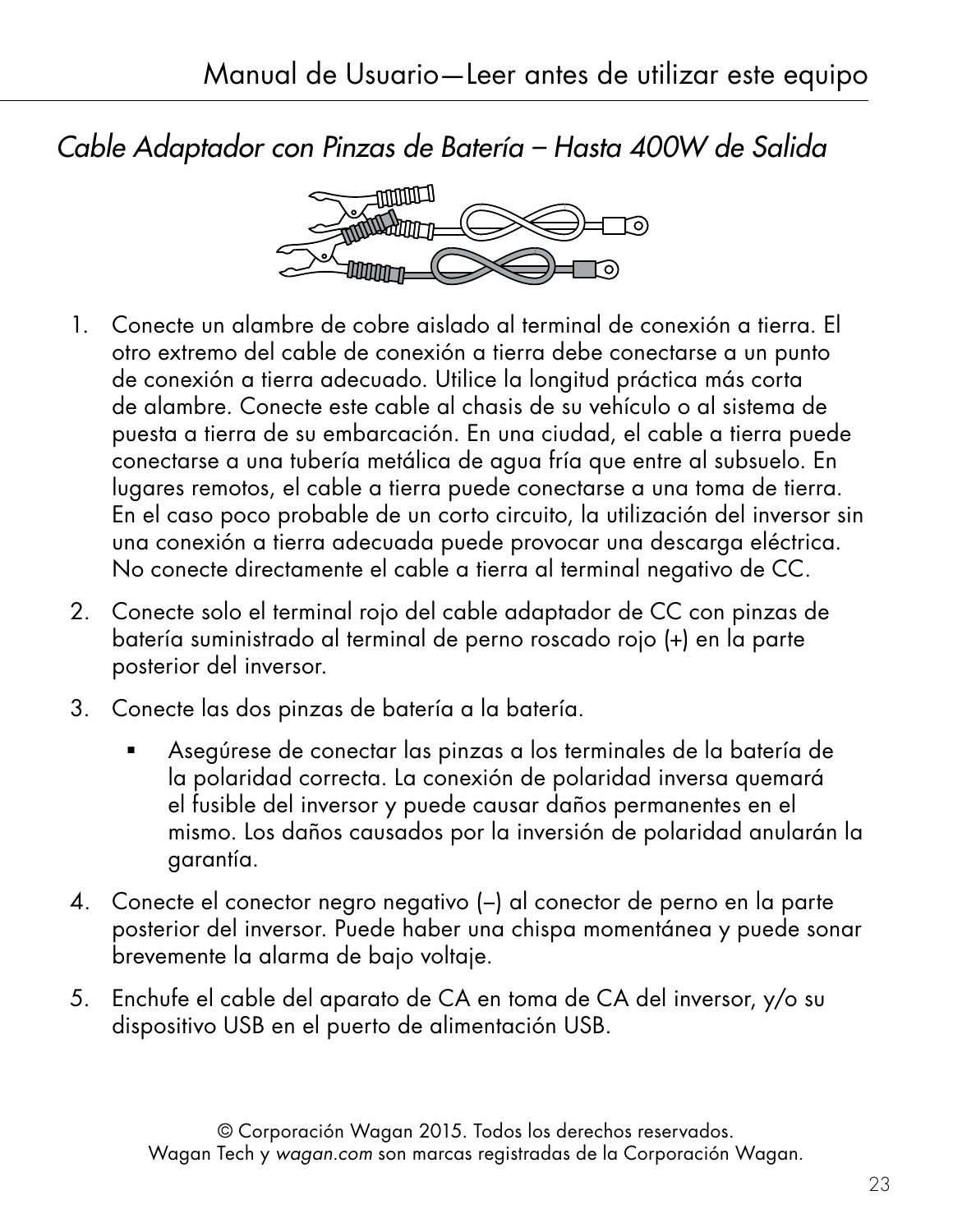## *Cable Adaptador con Pinzas de Batería – Hasta 400W de Salida*

1. Conecte un alambre de cobre aislado al terminal de conexión a tierra. El otro extremo del cable de conexión a tierra debe conectarse a un punto de conexión a tierra adecuado. Utilice la longitud práctica más corta de alambre. Conecte este cable al chasis de su vehículo o al sistema de puesta a tierra de su embarcación. En una ciudad, el cable a tierra puede conectarse a una tubería metálica de agua fría que entre al subsuelo. En lugares remotos, el cable a tierra puede conectarse a una toma de tierra. En el caso poco probable de un corto circuito, la utilización del inversor sin una conexión a tierra adecuada puede provocar una descarga eléctrica. No conecte directamente el cable a tierra al terminal negativo de CC.

2. Conecte solo el terminal rojo del cable adaptador de CC con pinzas de batería suministrado al terminal de perno roscado rojo (+) en la parte posterior del inversor.

3. Conecte las dos pinzas de batería a la batería.
   - Asegúrese de conectar las pinzas a los terminales de la batería de la polaridad correcta. La conexión de polaridad inversa quemará el fusible del inversor y puede causar daños permanentes en el mismo. Los daños causados por la inversión de polaridad anularán la garantía.

4. Conecte el conector negro negativo (–) al conector de perno en la parte posterior del inversor. Puede haber una chispa momentánea y puede sonar brevemente la alarma de bajo voltaje.

5. Enchufe el cable del aparato de CA en toma de CA del inversor, y/o su dispositivo USB en el puerto de alimentación USB.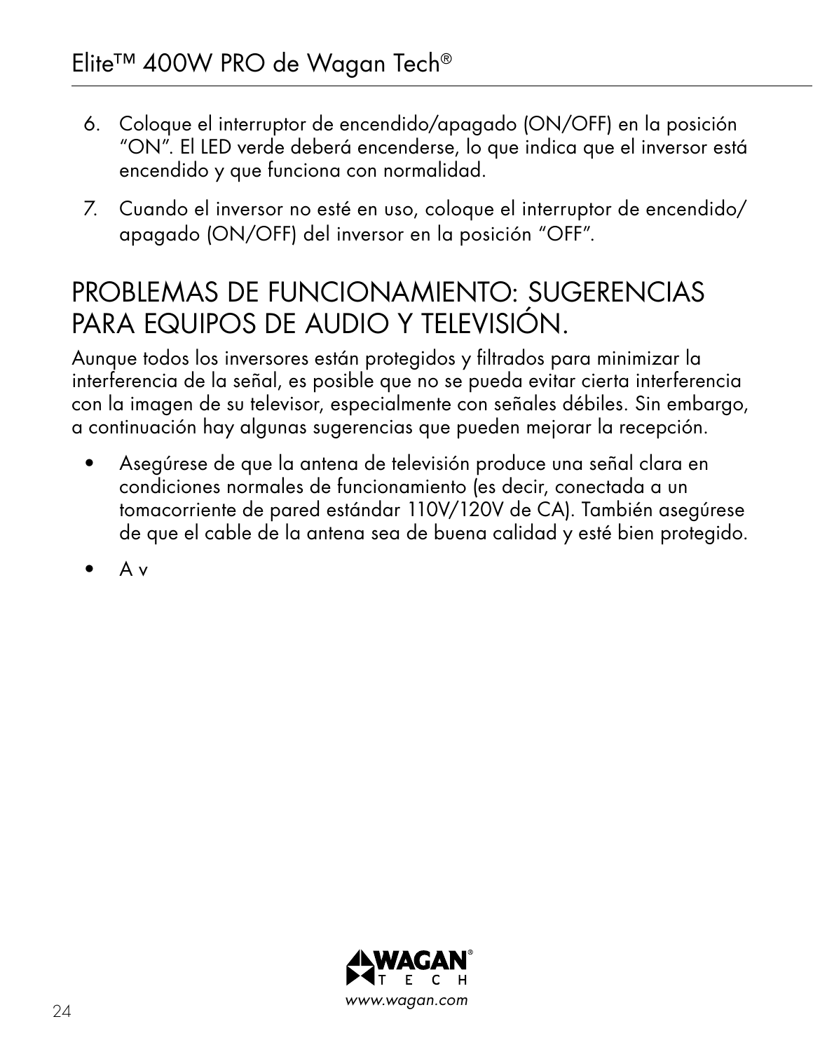6. Coloque el interruptor de encendido/apagado (ON/OFF) en la posición "ON". El LED verde deberá encenderse, lo que indica que el inversor está encendido y que funciona con normalidad.

7. Cuando el inversor no esté en uso, coloque el interruptor de encendido/apagado (ON/OFF) del inversor en la posición "OFF".

## PROBLEMAS DE FUNCIONAMIENTO: SUGERENCIAS PARA EQUIPOS DE AUDIO Y TELEVISIÓN.

Aunque todos los inversores están protegidos y filtrados para minimizar la interferencia de la señal, es posible que no se pueda evitar cierta interferencia con la imagen de su televisor, especialmente con señales débiles. Sin embargo, a continuación hay algunas sugerencias que pueden mejorar la recepción.

- Asegúrese de que la antena de televisión produce una señal clara en condiciones normales de funcionamiento (es decir, conectada a un tomacorriente de pared estándar 110V/120V de CA). También asegúrese de que el cable de la antena sea de buena calidad y esté bien protegido.
- A v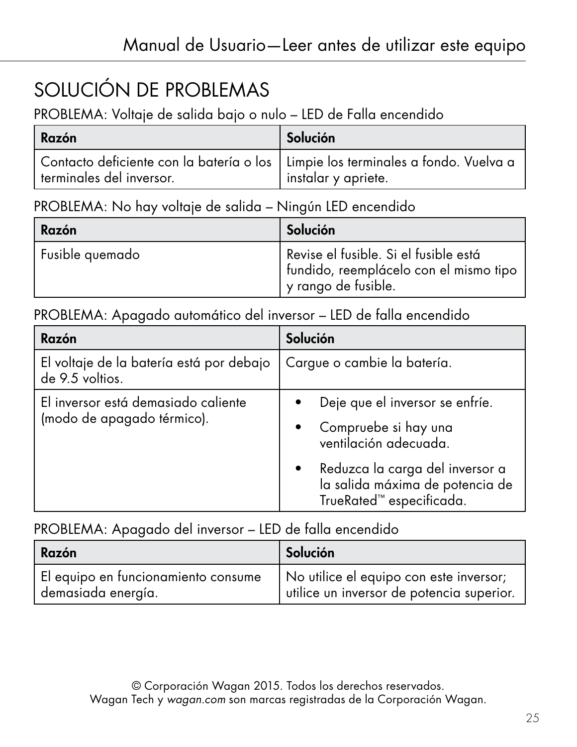# SOLUCIÓN DE PROBLEMAS

PROBLEMA: Voltaje de salida bajo o nulo – LED de Falla encendido

| Razón | Solución |
|---|---|
| Contacto deficiente con la batería o los terminales del inversor. | Limpie los terminales a fondo. Vuelva a instalar y apriete. |

PROBLEMA: No hay voltaje de salida – Ningún LED encendido

| Razón | Solución |
|---|---|
| Fusible quemado | Revise el fusible. Si el fusible está fundido, reemplácelo con el mismo tipo y rango de fusible. |

PROBLEMA: Apagado automático del inversor – LED de falla encendido

| Razón | Solución |
|---|---|
| El voltaje de la batería está por debajo de 9.5 voltios. | Cargue o cambie la batería. |
| El inversor está demasiado caliente (modo de apagado térmico). | • Deje que el inversor se enfríe.<br>• Compruebe si hay una ventilación adecuada.<br>• Reduzca la carga del inversor a la salida máxima de potencia de TrueRated™ especificada. |

PROBLEMA: Apagado del inversor – LED de falla encendido

| Razón | Solución |
|---|---|
| El equipo en funcionamiento consume demasiada energía. | No utilice el equipo con este inversor; utilice un inversor de potencia superior. |

© Corporación Wagan 2015. Todos los derechos reservados.
Wagan Tech y *wagan.com* son marcas registradas de la Corporación Wagan.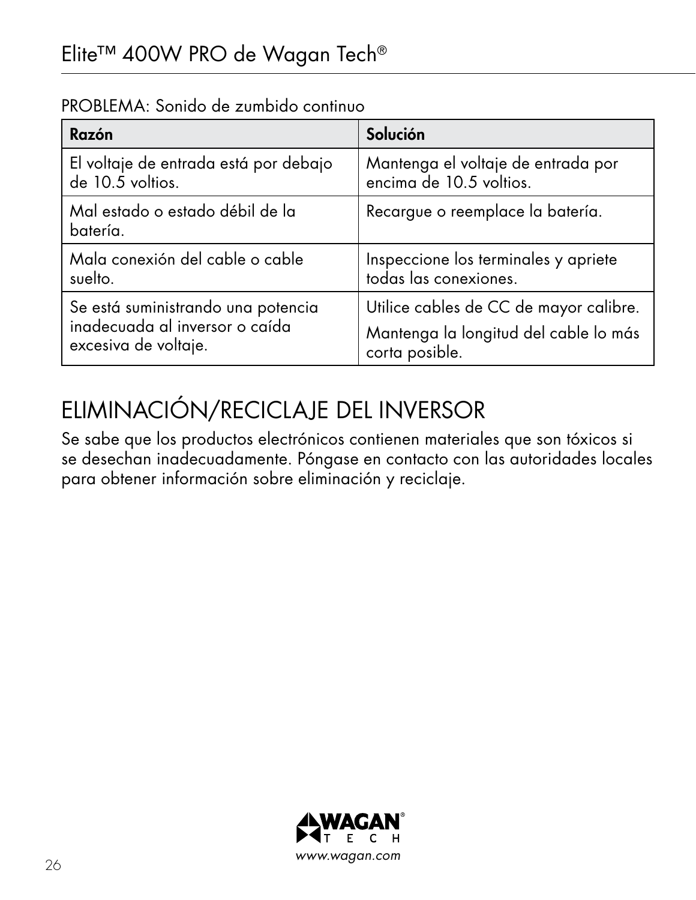PROBLEMA: Sonido de zumbido continuo

| Razón | Solución |
| --- | --- |
| El voltaje de entrada está por debajo de 10.5 voltios. | Mantenga el voltaje de entrada por encima de 10.5 voltios. |
| Mal estado o estado débil de la batería. | Recargue o reemplace la batería. |
| Mala conexión del cable o cable suelto. | Inspeccione los terminales y apriete todas las conexiones. |
| Se está suministrando una potencia inadecuada al inversor o caída excesiva de voltaje. | Utilice cables de CC de mayor calibre. Mantenga la longitud del cable lo más corta posible. |

# ELIMINACIÓN/RECICLAJE DEL INVERSOR

Se sabe que los productos electrónicos contienen materiales que son tóxicos si se desechan inadecuadamente. Póngase en contacto con las autoridades locales para obtener información sobre eliminación y reciclaje.

*www.wagan.com*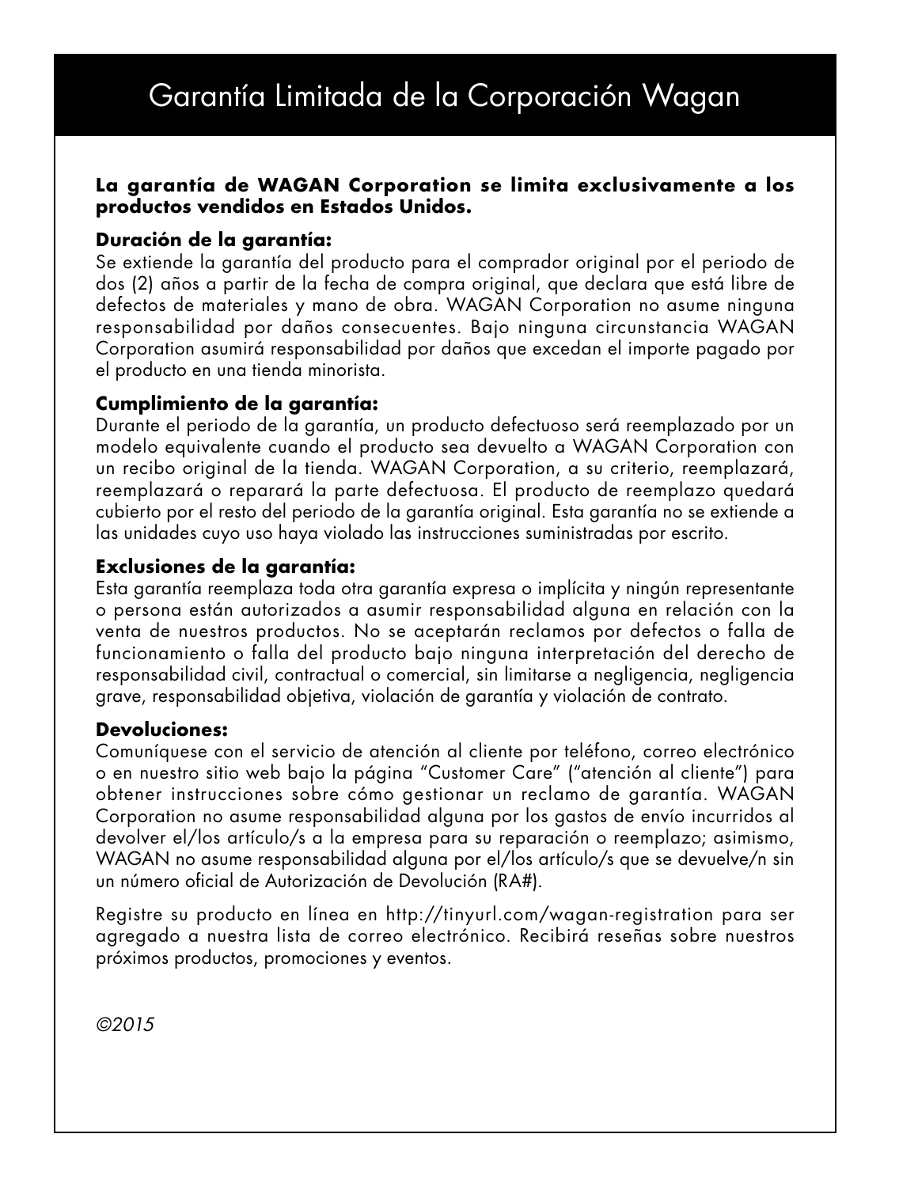# Garantía Limitada de la Corporación Wagan

**La garantía de WAGAN Corporation se limita exclusivamente a los productos vendidos en Estados Unidos.**

**Duración de la garantía:**
Se extiende la garantía del producto para el comprador original por el periodo de dos (2) años a partir de la fecha de compra original, que declara que está libre de defectos de materiales y mano de obra. WAGAN Corporation no asume ninguna responsabilidad por daños consecuentes. Bajo ninguna circunstancia WAGAN Corporation asumirá responsabilidad por daños que excedan el importe pagado por el producto en una tienda minorista.

**Cumplimiento de la garantía:**
Durante el periodo de la garantía, un producto defectuoso será reemplazado por un modelo equivalente cuando el producto sea devuelto a WAGAN Corporation con un recibo original de la tienda. WAGAN Corporation, a su criterio, reemplazará, reemplazará o reparará la parte defectuosa. El producto de reemplazo quedará cubierto por el resto del periodo de la garantía original. Esta garantía no se extiende a las unidades cuyo uso haya violado las instrucciones suministradas por escrito.

**Exclusiones de la garantía:**
Esta garantía reemplaza toda otra garantía expresa o implícita y ningún representante o persona están autorizados a asumir responsabilidad alguna en relación con la venta de nuestros productos. No se aceptarán reclamos por defectos o falla de funcionamiento o falla del producto bajo ninguna interpretación del derecho de responsabilidad civil, contractual o comercial, sin limitarse a negligencia, negligencia grave, responsabilidad objetiva, violación de garantía y violación de contrato.

**Devoluciones:**
Comuníquese con el servicio de atención al cliente por teléfono, correo electrónico o en nuestro sitio web bajo la página "Customer Care" ("atención al cliente") para obtener instrucciones sobre cómo gestionar un reclamo de garantía. WAGAN Corporation no asume responsabilidad alguna por los gastos de envío incurridos al devolver el/los artículo/s a la empresa para su reparación o reemplazo; asimismo, WAGAN no asume responsabilidad alguna por el/los artículo/s que se devuelve/n sin un número oficial de Autorización de Devolución (RA#).

Registre su producto en línea en http://tinyurl.com/wagan-registration para ser agregado a nuestra lista de correo electrónico. Recibirá reseñas sobre nuestros próximos productos, promociones y eventos.

*©2015*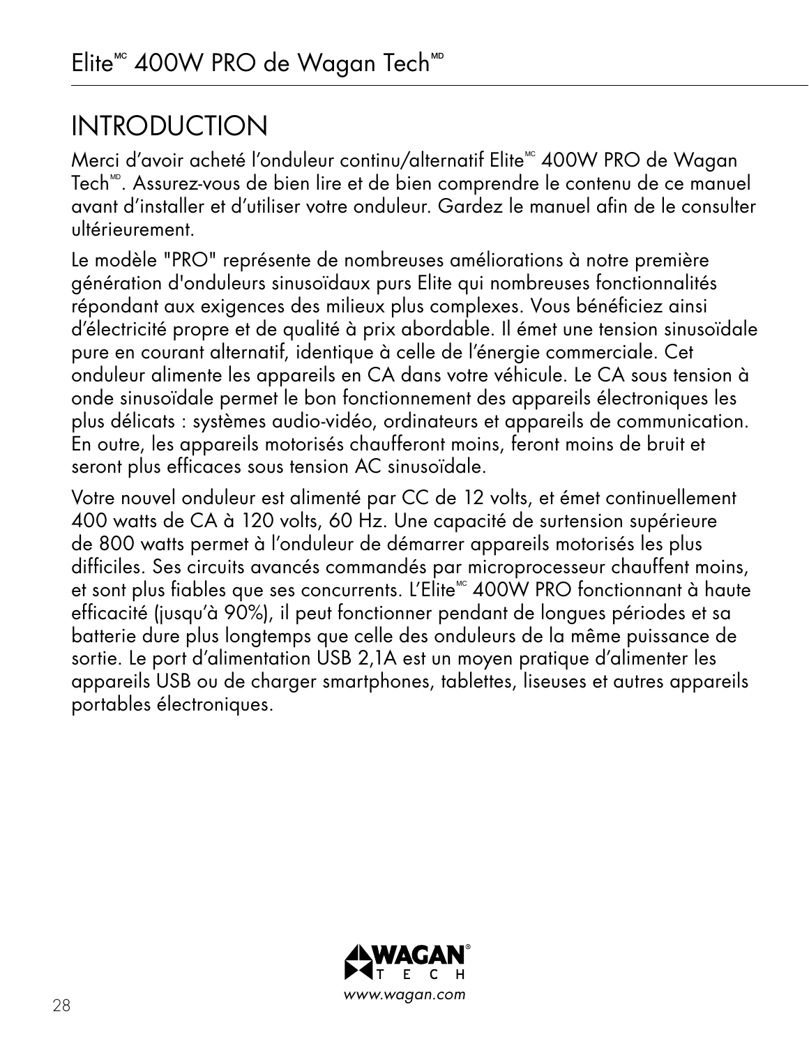# INTRODUCTION

Merci d'avoir acheté l'onduleur continu/alternatif Elite[MC] 400W PRO de Wagan Tech[MD]. Assurez-vous de bien lire et de bien comprendre le contenu de ce manuel avant d'installer et d'utiliser votre onduleur. Gardez le manuel afin de le consulter ultérieurement.

Le modèle "PRO" représente de nombreuses améliorations à notre première génération d'onduleurs sinusoïdaux purs Elite qui nombreuses fonctionnalités répondant aux exigences des milieux plus complexes. Vous bénéficiez ainsi d'électricité propre et de qualité à prix abordable. Il émet une tension sinusoïdale pure en courant alternatif, identique à celle de l'énergie commerciale. Cet onduleur alimente les appareils en CA dans votre véhicule. Le CA sous tension à onde sinusoïdale permet le bon fonctionnement des appareils électroniques les plus délicats : systèmes audio-vidéo, ordinateurs et appareils de communication. En outre, les appareils motorisés chaufferont moins, feront moins de bruit et seront plus efficaces sous tension AC sinusoïdale.

Votre nouvel onduleur est alimenté par CC de 12 volts, et émet continuellement 400 watts de CA à 120 volts, 60 Hz. Une capacité de surtension supérieure de 800 watts permet à l'onduleur de démarrer appareils motorisés les plus difficiles. Ses circuits avancés commandés par microprocesseur chauffent moins, et sont plus fiables que ses concurrents. L'Elite[MC] 400W PRO fonctionnant à haute efficacité (jusqu'à 90%), il peut fonctionner pendant de longues périodes et sa batterie dure plus longtemps que celle des onduleurs de la même puissance de sortie. Le port d'alimentation USB 2,1A est un moyen pratique d'alimenter les appareils USB ou de charger smartphones, tablettes, liseuses et autres appareils portables électroniques.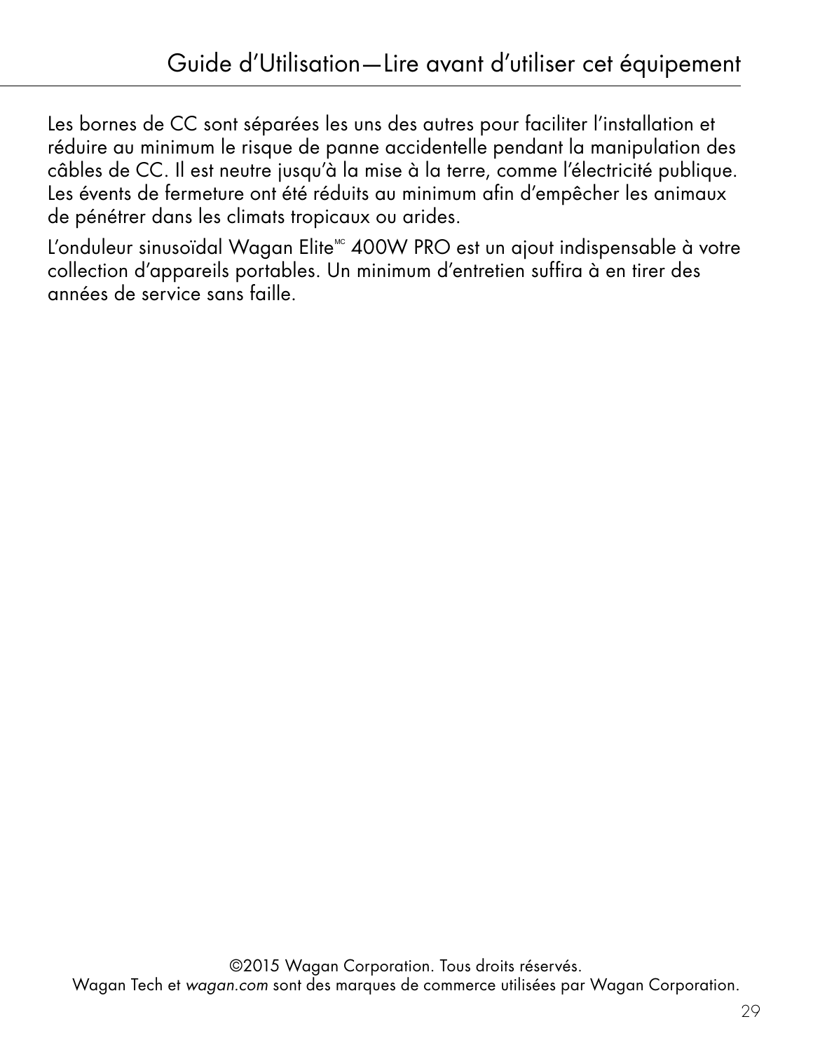Les bornes de CC sont séparées les uns des autres pour faciliter l'installation et réduire au minimum le risque de panne accidentelle pendant la manipulation des câbles de CC. Il est neutre jusqu'à la mise à la terre, comme l'électricité publique. Les évents de fermeture ont été réduits au minimum afin d'empêcher les animaux de pénétrer dans les climats tropicaux ou arides.

L'onduleur sinusoïdal Wagan Elite[MC] 400W PRO est un ajout indispensable à votre collection d'appareils portables. Un minimum d'entretien suffira à en tirer des années de service sans faille.

©2015 Wagan Corporation. Tous droits réservés.
Wagan Tech et *wagan.com* sont des marques de commerce utilisées par Wagan Corporation.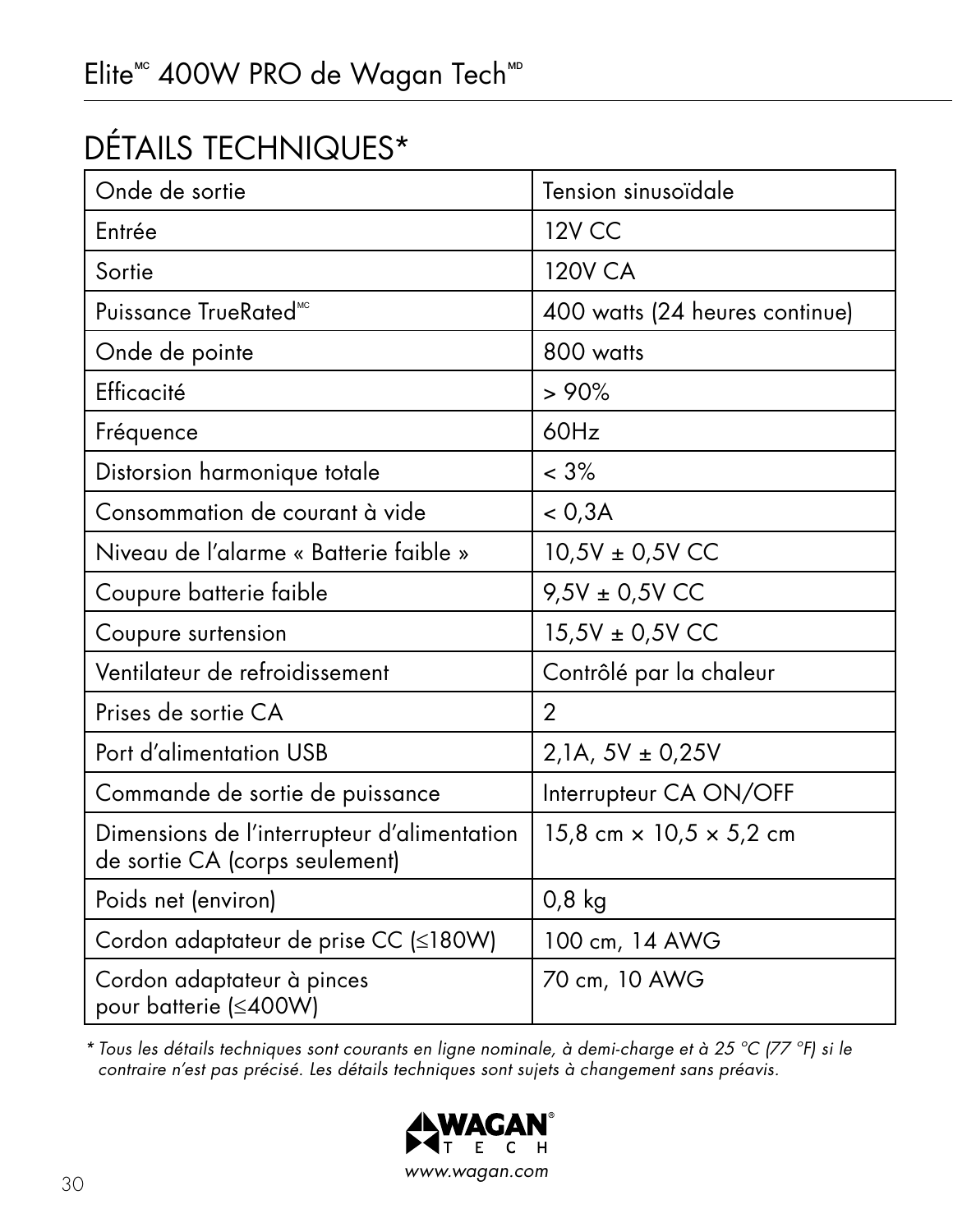# DÉTAILS TECHNIQUES*

| Onde de sortie | Tension sinusoïdale |
|---|---|
| Entrée | 12V CC |
| Sortie | 120V CA |
| Puissance TrueRated[MC] | 400 watts (24 heures continue) |
| Onde de pointe | 800 watts |
| Efficacité | > 90% |
| Fréquence | 60Hz |
| Distorsion harmonique totale | < 3% |
| Consommation de courant à vide | < 0,3A |
| Niveau de l'alarme « Batterie faible » | 10,5V ± 0,5V CC |
| Coupure batterie faible | 9,5V ± 0,5V CC |
| Coupure surtension | 15,5V ± 0,5V CC |
| Ventilateur de refroidissement | Contrôlé par la chaleur |
| Prises de sortie CA | 2 |
| Port d'alimentation USB | 2,1A, 5V ± 0,25V |
| Commande de sortie de puissance | Interrupteur CA ON/OFF |
| Dimensions de l'interrupteur d'alimentation de sortie CA (corps seulement) | 15,8 cm × 10,5 × 5,2 cm |
| Poids net (environ) | 0,8 kg |
| Cordon adaptateur de prise CC (≤180W) | 100 cm, 14 AWG |
| Cordon adaptateur à pinces pour batterie (≤400W) | 70 cm, 10 AWG |

*\* Tous les détails techniques sont courants en ligne nominale, à demi-charge et à 25 °C (77 °F) si le contraire n'est pas précisé. Les détails techniques sont sujets à changement sans préavis.*

WAGAN® TECH

*www.wagan.com*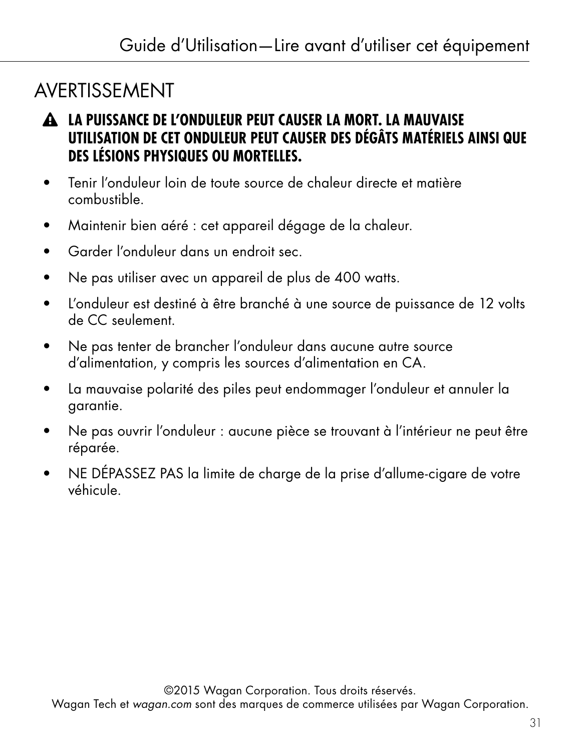# AVERTISSEMENT

⚠ **LA PUISSANCE DE L'ONDULEUR PEUT CAUSER LA MORT. LA MAUVAISE UTILISATION DE CET ONDULEUR PEUT CAUSER DES DÉGÂTS MATÉRIELS AINSI QUE DES LÉSIONS PHYSIQUES OU MORTELLES.**

- Tenir l'onduleur loin de toute source de chaleur directe et matière combustible.
- Maintenir bien aéré : cet appareil dégage de la chaleur.
- Garder l'onduleur dans un endroit sec.
- Ne pas utiliser avec un appareil de plus de 400 watts.
- L'onduleur est destiné à être branché à une source de puissance de 12 volts de CC seulement.
- Ne pas tenter de brancher l'onduleur dans aucune autre source d'alimentation, y compris les sources d'alimentation en CA.
- La mauvaise polarité des piles peut endommager l'onduleur et annuler la garantie.
- Ne pas ouvrir l'onduleur : aucune pièce se trouvant à l'intérieur ne peut être réparée.
- NE DÉPASSEZ PAS la limite de charge de la prise d'allume-cigare de votre véhicule.

©2015 Wagan Corporation. Tous droits réservés.
Wagan Tech et *wagan.com* sont des marques de commerce utilisées par Wagan Corporation.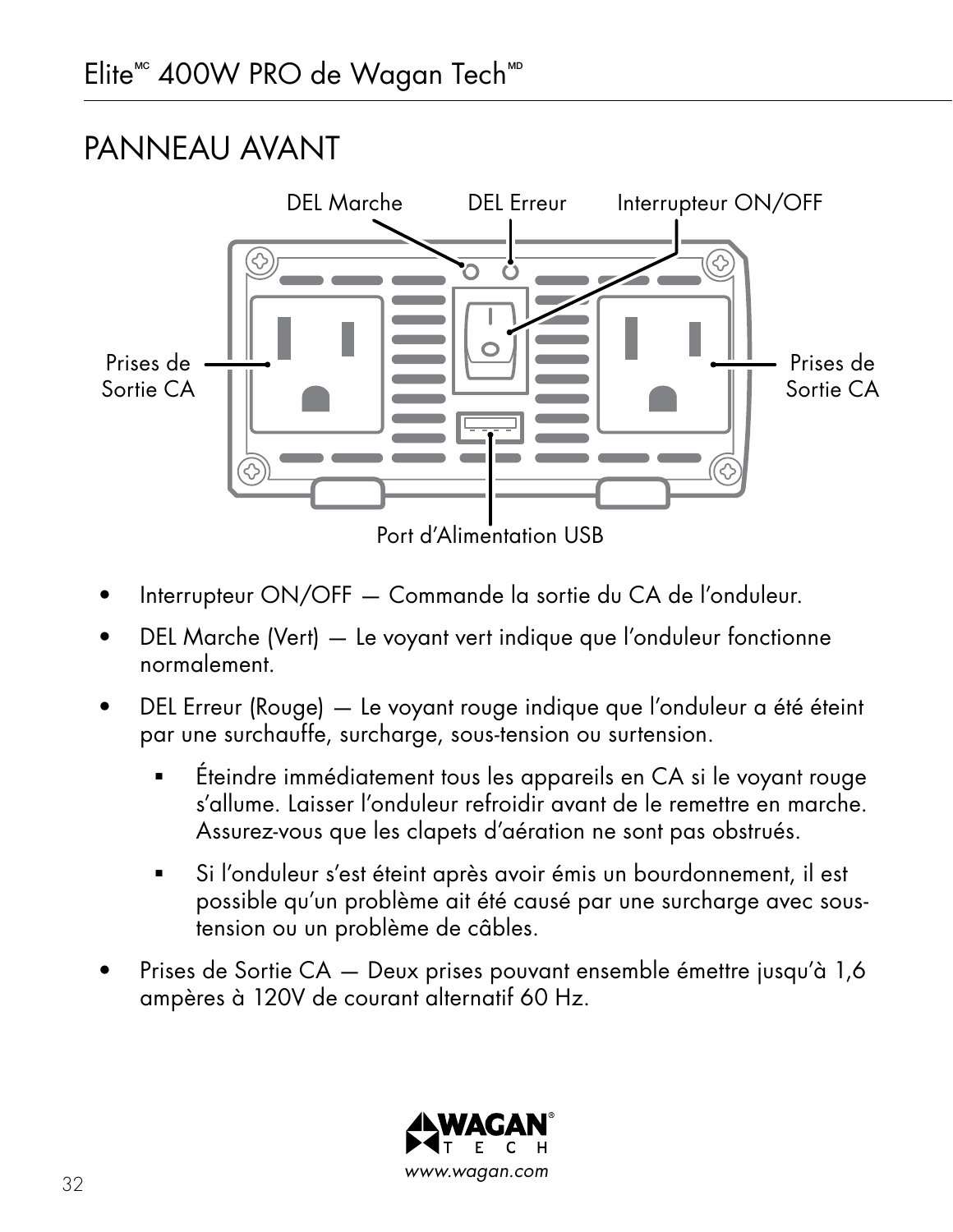## PANNEAU AVANT

- Interrupteur ON/OFF — Commande la sortie du CA de l'onduleur.
- DEL Marche (Vert) — Le voyant vert indique que l'onduleur fonctionne normalement.
- DEL Erreur (Rouge) — Le voyant rouge indique que l'onduleur a été éteint par une surchauffe, surcharge, sous-tension ou surtension.
  - Éteindre immédiatement tous les appareils en CA si le voyant rouge s'allume. Laisser l'onduleur refroidir avant de le remettre en marche. Assurez-vous que les clapets d'aération ne sont pas obstrués.
  - Si l'onduleur s'est éteint après avoir émis un bourdonnement, il est possible qu'un problème ait été causé par une surcharge avec sous-tension ou un problème de câbles.
- Prises de Sortie CA — Deux prises pouvant ensemble émettre jusqu'à 1,6 ampères à 120V de courant alternatif 60 Hz.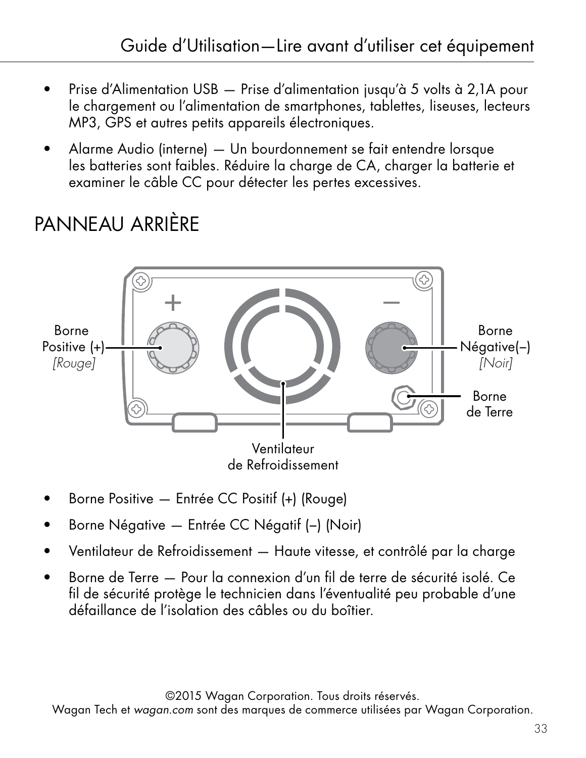- Prise d'Alimentation USB — Prise d'alimentation jusqu'à 5 volts à 2,1A pour le chargement ou l'alimentation de smartphones, tablettes, liseuses, lecteurs MP3, GPS et autres petits appareils électroniques.
- Alarme Audio (interne) — Un bourdonnement se fait entendre lorsque les batteries sont faibles. Réduire la charge de CA, charger la batterie et examiner le câble CC pour détecter les pertes excessives.

# PANNEAU ARRIÈRE

Borne Positive (+) *[Rouge]*

Borne Négative(–) *[Noir]*

Borne de Terre

Ventilateur de Refroidissement

- Borne Positive — Entrée CC Positif (+) (Rouge)
- Borne Négative — Entrée CC Négatif (–) (Noir)
- Ventilateur de Refroidissement — Haute vitesse, et contrôlé par la charge
- Borne de Terre — Pour la connexion d'un fil de terre de sécurité isolé. Ce fil de sécurité protège le technicien dans l'éventualité peu probable d'une défaillance de l'isolation des câbles ou du boîtier.

©2015 Wagan Corporation. Tous droits réservés.
Wagan Tech et *wagan.com* sont des marques de commerce utilisées par Wagan Corporation.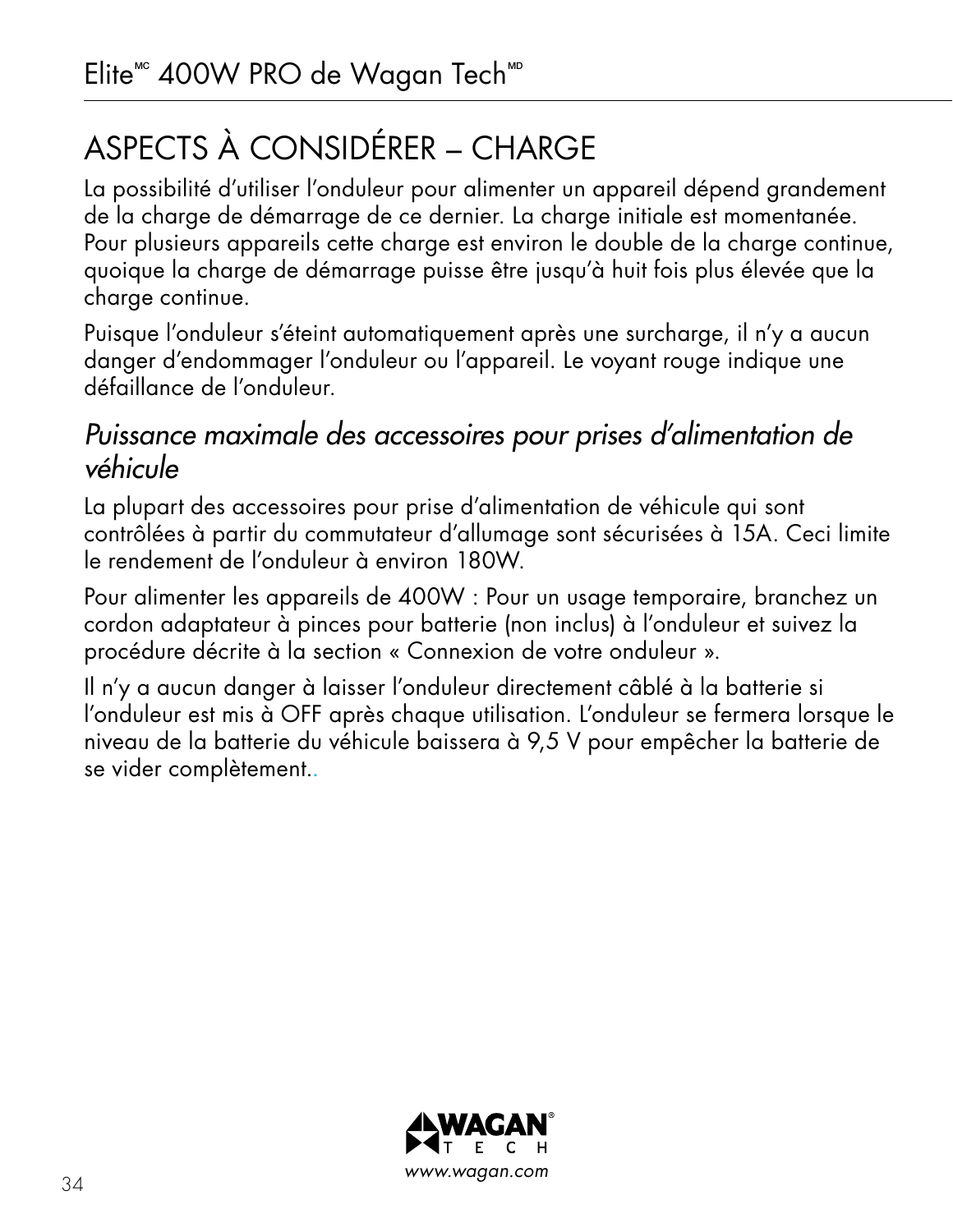# ASPECTS À CONSIDÉRER – CHARGE

La possibilité d'utiliser l'onduleur pour alimenter un appareil dépend grandement de la charge de démarrage de ce dernier. La charge initiale est momentanée. Pour plusieurs appareils cette charge est environ le double de la charge continue, quoique la charge de démarrage puisse être jusqu'à huit fois plus élevée que la charge continue.

Puisque l'onduleur s'éteint automatiquement après une surcharge, il n'y a aucun danger d'endommager l'onduleur ou l'appareil. Le voyant rouge indique une défaillance de l'onduleur.

## *Puissance maximale des accessoires pour prises d'alimentation de véhicule*

La plupart des accessoires pour prise d'alimentation de véhicule qui sont contrôlées à partir du commutateur d'allumage sont sécurisées à 15A. Ceci limite le rendement de l'onduleur à environ 180W.

Pour alimenter les appareils de 400W : Pour un usage temporaire, branchez un cordon adaptateur à pinces pour batterie (non inclus) à l'onduleur et suivez la procédure décrite à la section « Connexion de votre onduleur ».

Il n'y a aucun danger à laisser l'onduleur directement câblé à la batterie si l'onduleur est mis à OFF après chaque utilisation. L'onduleur se fermera lorsque le niveau de la batterie du véhicule baissera à 9,5 V pour empêcher la batterie de se vider complètement..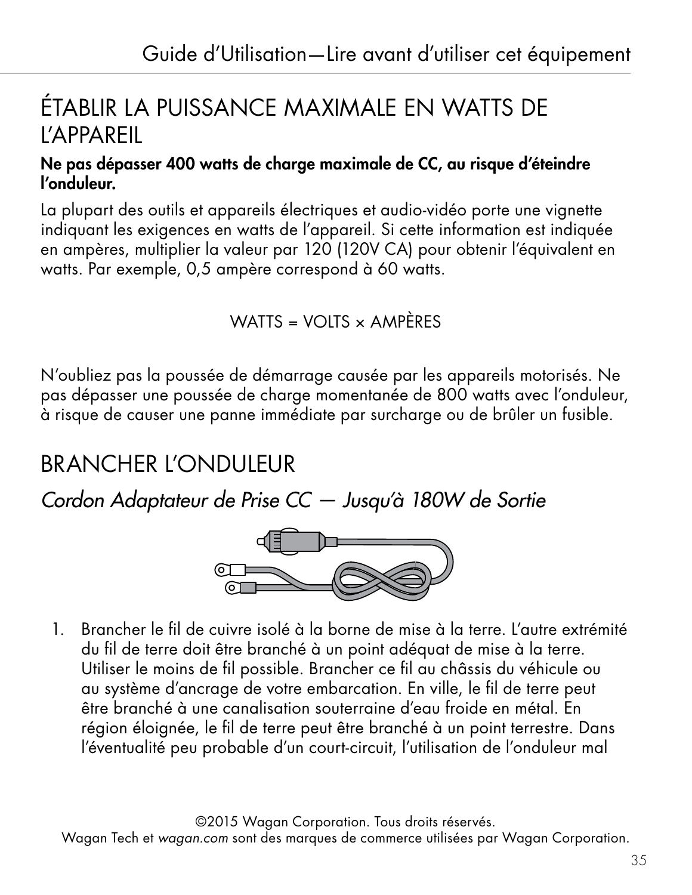# ÉTABLIR LA PUISSANCE MAXIMALE EN WATTS DE L'APPAREIL

**Ne pas dépasser 400 watts de charge maximale de CC, au risque d'éteindre l'onduleur.**

La plupart des outils et appareils électriques et audio-vidéo porte une vignette indiquant les exigences en watts de l'appareil. Si cette information est indiquée en ampères, multiplier la valeur par 120 (120V CA) pour obtenir l'équivalent en watts. Par exemple, 0,5 ampère correspond à 60 watts.

WATTS = VOLTS × AMPÈRES

N'oubliez pas la poussée de démarrage causée par les appareils motorisés. Ne pas dépasser une poussée de charge momentanée de 800 watts avec l'onduleur, à risque de causer une panne immédiate par surcharge ou de brûler un fusible.

# BRANCHER L'ONDULEUR

## *Cordon Adaptateur de Prise CC — Jusqu'à 180W de Sortie*

1. Brancher le fil de cuivre isolé à la borne de mise à la terre. L'autre extrémité du fil de terre doit être branché à un point adéquat de mise à la terre. Utiliser le moins de fil possible. Brancher ce fil au châssis du véhicule ou au système d'ancrage de votre embarcation. En ville, le fil de terre peut être branché à une canalisation souterraine d'eau froide en métal. En région éloignée, le fil de terre peut être branché à un point terrestre. Dans l'éventualité peu probable d'un court-circuit, l'utilisation de l'onduleur mal

©2015 Wagan Corporation. Tous droits réservés.
Wagan Tech et *wagan.com* sont des marques de commerce utilisées par Wagan Corporation.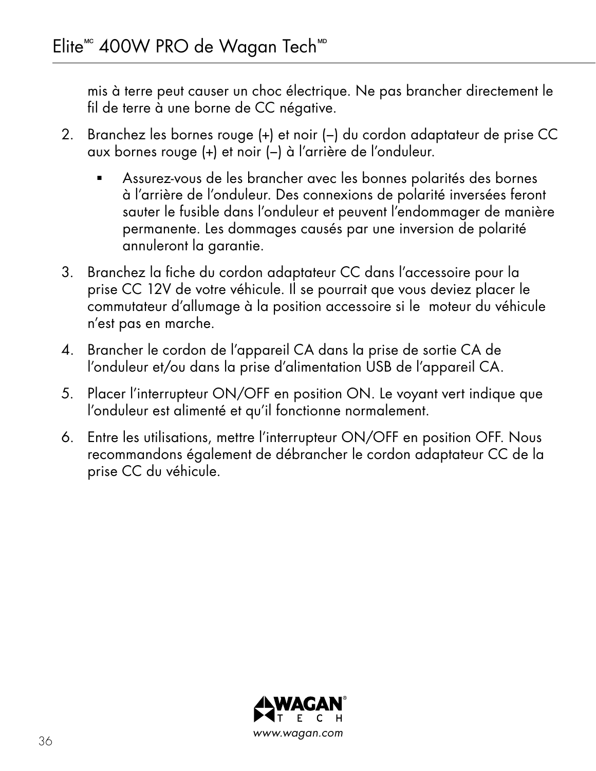mis à terre peut causer un choc électrique. Ne pas brancher directement le fil de terre à une borne de CC négative.

2. Branchez les bornes rouge (+) et noir (–) du cordon adaptateur de prise CC aux bornes rouge (+) et noir (–) à l'arrière de l'onduleur.

   - Assurez-vous de les brancher avec les bonnes polarités des bornes à l'arrière de l'onduleur. Des connexions de polarité inversées feront sauter le fusible dans l'onduleur et peuvent l'endommager de manière permanente. Les dommages causés par une inversion de polarité annuleront la garantie.

3. Branchez la fiche du cordon adaptateur CC dans l'accessoire pour la prise CC 12V de votre véhicule. Il se pourrait que vous deviez placer le commutateur d'allumage à la position accessoire si le moteur du véhicule n'est pas en marche.

4. Brancher le cordon de l'appareil CA dans la prise de sortie CA de l'onduleur et/ou dans la prise d'alimentation USB de l'appareil CA.

5. Placer l'interrupteur ON/OFF en position ON. Le voyant vert indique que l'onduleur est alimenté et qu'il fonctionne normalement.

6. Entre les utilisations, mettre l'interrupteur ON/OFF en position OFF. Nous recommandons également de débrancher le cordon adaptateur CC de la prise CC du véhicule.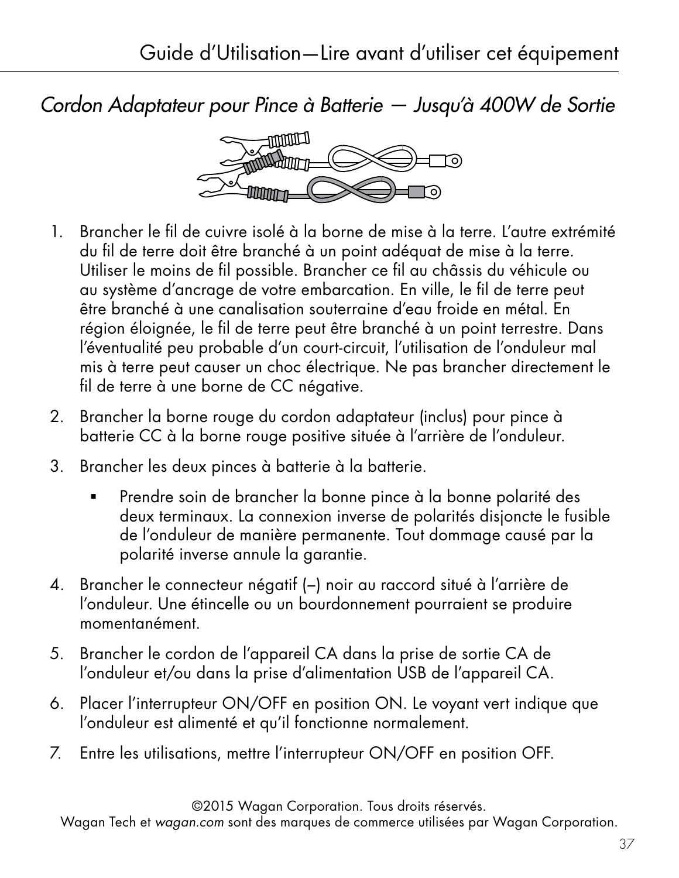*Cordon Adaptateur pour Pince à Batterie — Jusqu'à 400W de Sortie*

1. Brancher le fil de cuivre isolé à la borne de mise à la terre. L'autre extrémité du fil de terre doit être branché à un point adéquat de mise à la terre. Utiliser le moins de fil possible. Brancher ce fil au châssis du véhicule ou au système d'ancrage de votre embarcation. En ville, le fil de terre peut être branché à une canalisation souterraine d'eau froide en métal. En région éloignée, le fil de terre peut être branché à un point terrestre. Dans l'éventualité peu probable d'un court-circuit, l'utilisation de l'onduleur mal mis à terre peut causer un choc électrique. Ne pas brancher directement le fil de terre à une borne de CC négative.
2. Brancher la borne rouge du cordon adaptateur (inclus) pour pince à batterie CC à la borne rouge positive située à l'arrière de l'onduleur.
3. Brancher les deux pinces à batterie à la batterie.
   - Prendre soin de brancher la bonne pince à la bonne polarité des deux terminaux. La connexion inverse de polarités disjoncte le fusible de l'onduleur de manière permanente. Tout dommage causé par la polarité inverse annule la garantie.
4. Brancher le connecteur négatif (–) noir au raccord situé à l'arrière de l'onduleur. Une étincelle ou un bourdonnement pourraient se produire momentanément.
5. Brancher le cordon de l'appareil CA dans la prise de sortie CA de l'onduleur et/ou dans la prise d'alimentation USB de l'appareil CA.
6. Placer l'interrupteur ON/OFF en position ON. Le voyant vert indique que l'onduleur est alimenté et qu'il fonctionne normalement.
7. Entre les utilisations, mettre l'interrupteur ON/OFF en position OFF.

©2015 Wagan Corporation. Tous droits réservés.
Wagan Tech et *wagan.com* sont des marques de commerce utilisées par Wagan Corporation.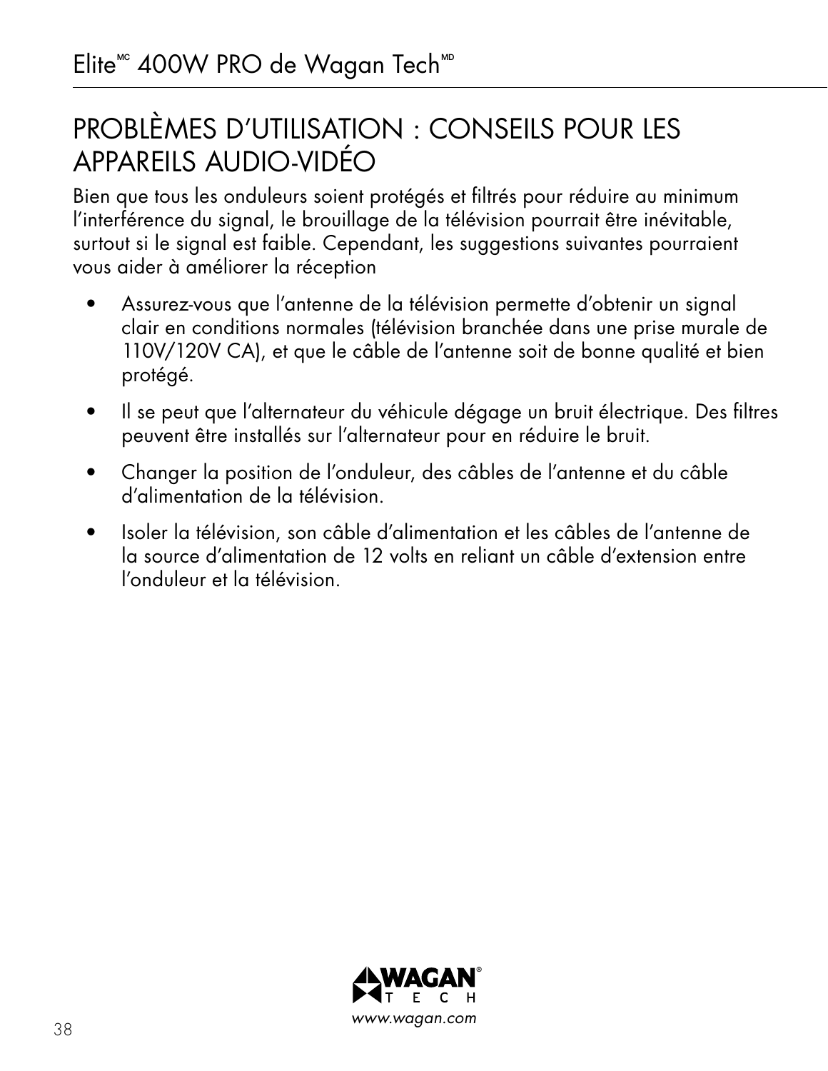## PROBLÈMES D'UTILISATION : CONSEILS POUR LES APPAREILS AUDIO-VIDÉO

Bien que tous les onduleurs soient protégés et filtrés pour réduire au minimum l'interférence du signal, le brouillage de la télévision pourrait être inévitable, surtout si le signal est faible. Cependant, les suggestions suivantes pourraient vous aider à améliorer la réception

- Assurez-vous que l'antenne de la télévision permette d'obtenir un signal clair en conditions normales (télévision branchée dans une prise murale de 110V/120V CA), et que le câble de l'antenne soit de bonne qualité et bien protégé.
- Il se peut que l'alternateur du véhicule dégage un bruit électrique. Des filtres peuvent être installés sur l'alternateur pour en réduire le bruit.
- Changer la position de l'onduleur, des câbles de l'antenne et du câble d'alimentation de la télévision.
- Isoler la télévision, son câble d'alimentation et les câbles de l'antenne de la source d'alimentation de 12 volts en reliant un câble d'extension entre l'onduleur et la télévision.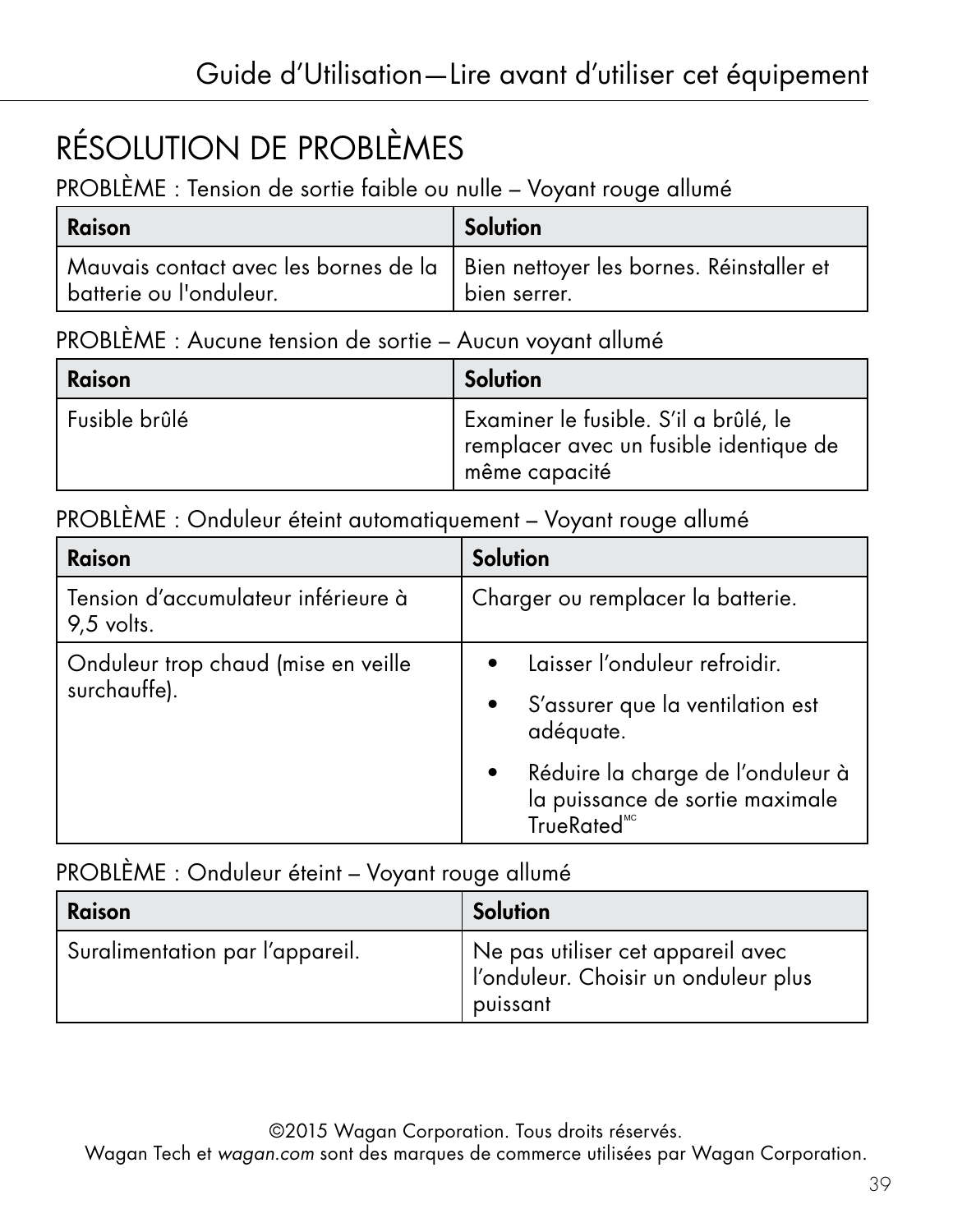# RÉSOLUTION DE PROBLÈMES

PROBLÈME : Tension de sortie faible ou nulle – Voyant rouge allumé

| Raison | Solution |
| --- | --- |
| Mauvais contact avec les bornes de la batterie ou l'onduleur. | Bien nettoyer les bornes. Réinstaller et bien serrer. |

PROBLÈME : Aucune tension de sortie – Aucun voyant allumé

| Raison | Solution |
| --- | --- |
| Fusible brûlé | Examiner le fusible. S'il a brûlé, le remplacer avec un fusible identique de même capacité |

PROBLÈME : Onduleur éteint automatiquement – Voyant rouge allumé

| Raison | Solution |
| --- | --- |
| Tension d'accumulateur inférieure à 9,5 volts. | Charger ou remplacer la batterie. |
| Onduleur trop chaud (mise en veille surchauffe). | • Laisser l'onduleur refroidir. • S'assurer que la ventilation est adéquate. • Réduire la charge de l'onduleur à la puissance de sortie maximale TrueRated[MC] |

PROBLÈME : Onduleur éteint – Voyant rouge allumé

| Raison | Solution |
| --- | --- |
| Suralimentation par l'appareil. | Ne pas utiliser cet appareil avec l'onduleur. Choisir un onduleur plus puissant |

©2015 Wagan Corporation. Tous droits réservés.
Wagan Tech et *wagan.com* sont des marques de commerce utilisées par Wagan Corporation.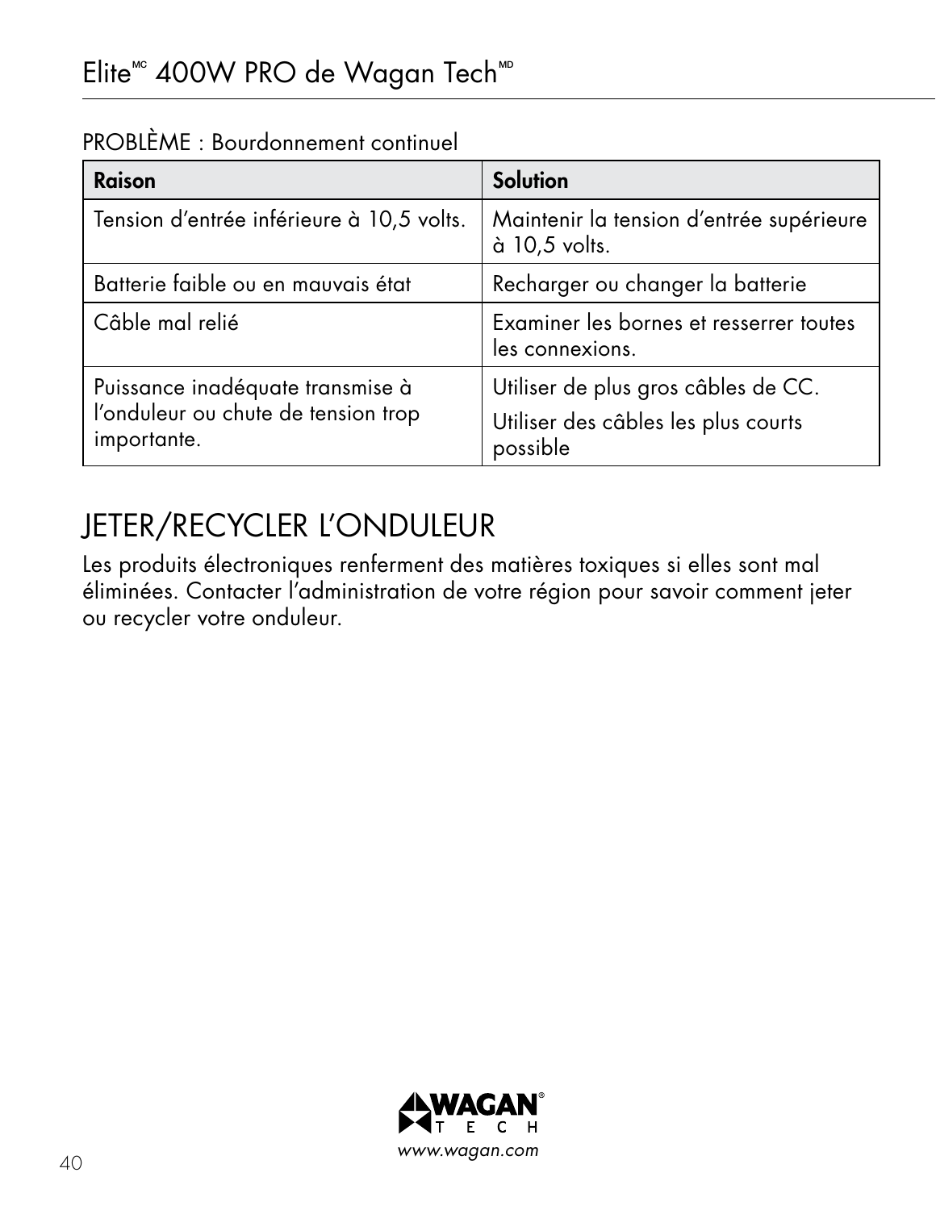PROBLÈME : Bourdonnement continuel

| Raison | Solution |
| --- | --- |
| Tension d'entrée inférieure à 10,5 volts. | Maintenir la tension d'entrée supérieure à 10,5 volts. |
| Batterie faible ou en mauvais état | Recharger ou changer la batterie |
| Câble mal relié | Examiner les bornes et resserrer toutes les connexions. |
| Puissance inadéquate transmise à l'onduleur ou chute de tension trop importante. | Utiliser de plus gros câbles de CC.<br>Utiliser des câbles les plus courts possible |

# JETER/RECYCLER L'ONDULEUR

Les produits électroniques renferment des matières toxiques si elles sont mal éliminées. Contacter l'administration de votre région pour savoir comment jeter ou recycler votre onduleur.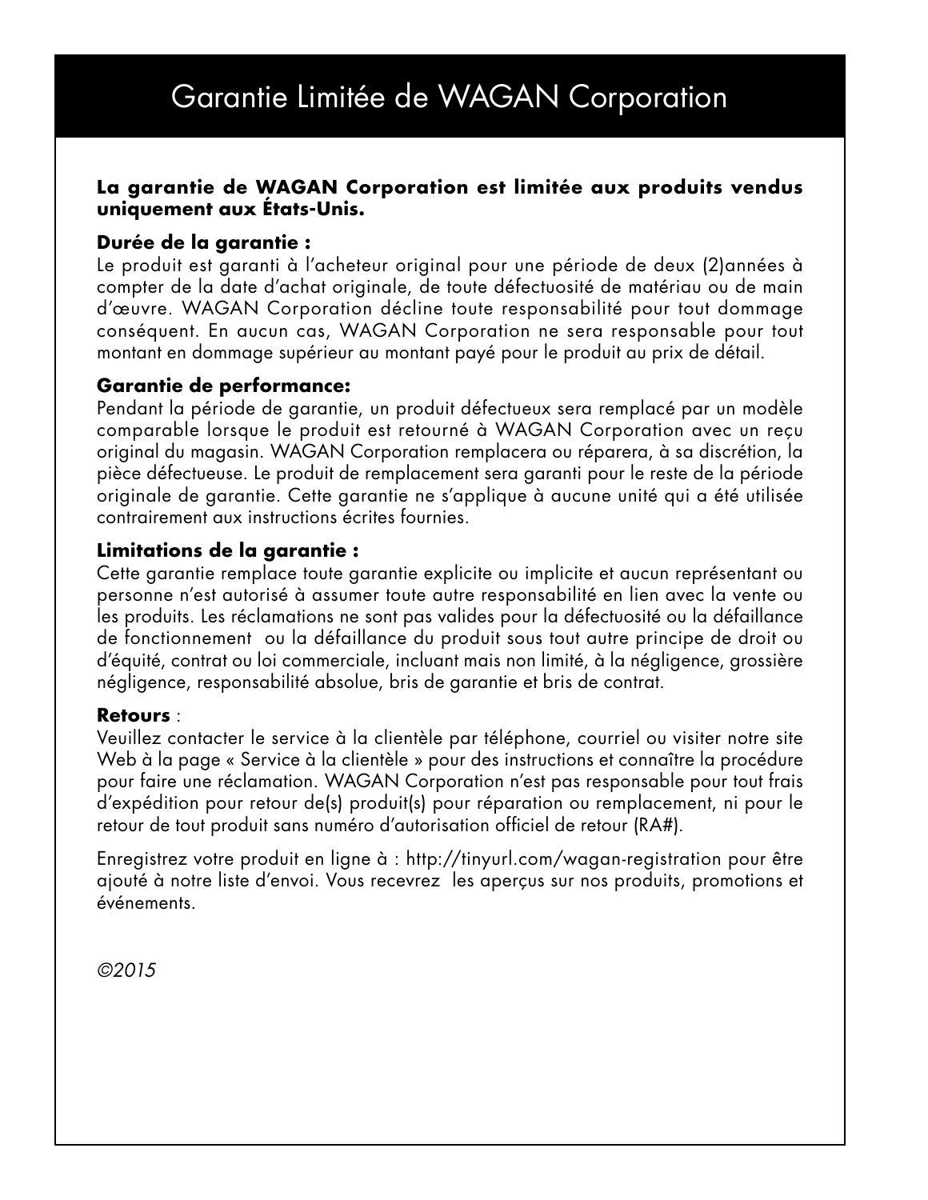# Garantie Limitée de WAGAN Corporation

**La garantie de WAGAN Corporation est limitée aux produits vendus uniquement aux États-Unis.**

**Durée de la garantie :**
Le produit est garanti à l'acheteur original pour une période de deux (2)années à compter de la date d'achat originale, de toute défectuosité de matériau ou de main d'œuvre. WAGAN Corporation décline toute responsabilité pour tout dommage conséquent. En aucun cas, WAGAN Corporation ne sera responsable pour tout montant en dommage supérieur au montant payé pour le produit au prix de détail.

**Garantie de performance:**
Pendant la période de garantie, un produit défectueux sera remplacé par un modèle comparable lorsque le produit est retourné à WAGAN Corporation avec un reçu original du magasin. WAGAN Corporation remplacera ou réparera, à sa discrétion, la pièce défectueuse. Le produit de remplacement sera garanti pour le reste de la période originale de garantie. Cette garantie ne s'applique à aucune unité qui a été utilisée contrairement aux instructions écrites fournies.

**Limitations de la garantie :**
Cette garantie remplace toute garantie explicite ou implicite et aucun représentant ou personne n'est autorisé à assumer toute autre responsabilité en lien avec la vente ou les produits. Les réclamations ne sont pas valides pour la défectuosité ou la défaillance de fonctionnement ou la défaillance du produit sous tout autre principe de droit ou d'équité, contrat ou loi commerciale, incluant mais non limité, à la négligence, grossière négligence, responsabilité absolue, bris de garantie et bris de contrat.

**Retours** :
Veuillez contacter le service à la clientèle par téléphone, courriel ou visiter notre site Web à la page « Service à la clientèle » pour des instructions et connaître la procédure pour faire une réclamation. WAGAN Corporation n'est pas responsable pour tout frais d'expédition pour retour de(s) produit(s) pour réparation ou remplacement, ni pour le retour de tout produit sans numéro d'autorisation officiel de retour (RA#).

Enregistrez votre produit en ligne à : http://tinyurl.com/wagan-registration pour être ajouté à notre liste d'envoi. Vous recevrez les aperçus sur nos produits, promotions et événements.

*©2015*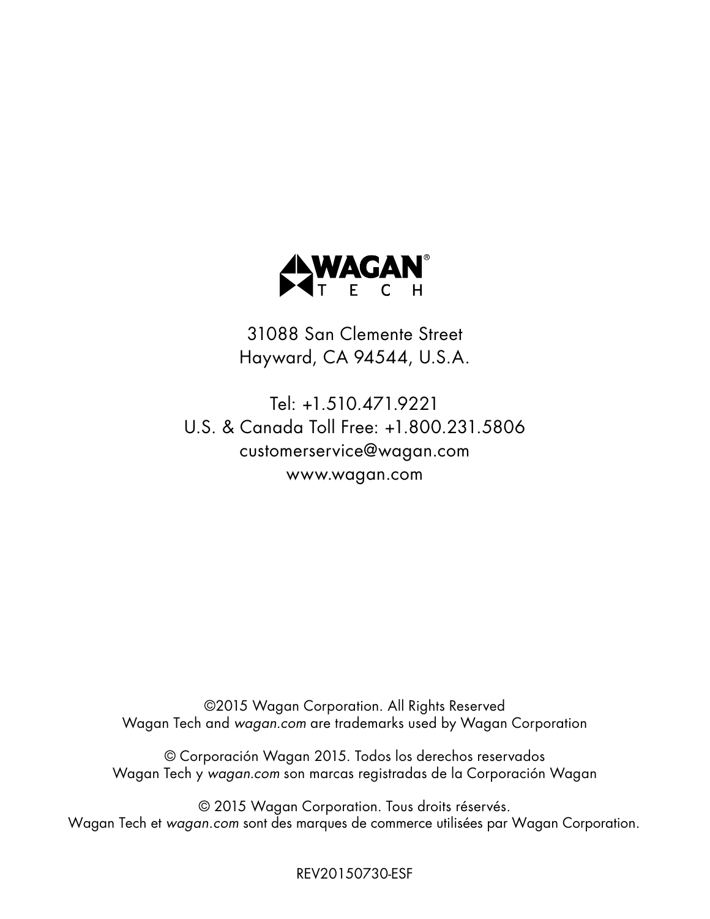WAGAN®
T E C H

31088 San Clemente Street
Hayward, CA 94544, U.S.A.

Tel: +1.510.471.9221
U.S. & Canada Toll Free: +1.800.231.5806
customerservice@wagan.com
www.wagan.com

©2015 Wagan Corporation. All Rights Reserved
Wagan Tech and *wagan.com* are trademarks used by Wagan Corporation

© Corporación Wagan 2015. Todos los derechos reservados
Wagan Tech y *wagan.com* son marcas registradas de la Corporación Wagan

© 2015 Wagan Corporation. Tous droits réservés.
Wagan Tech et *wagan.com* sont des marques de commerce utilisées par Wagan Corporation.

REV20150730-ESF